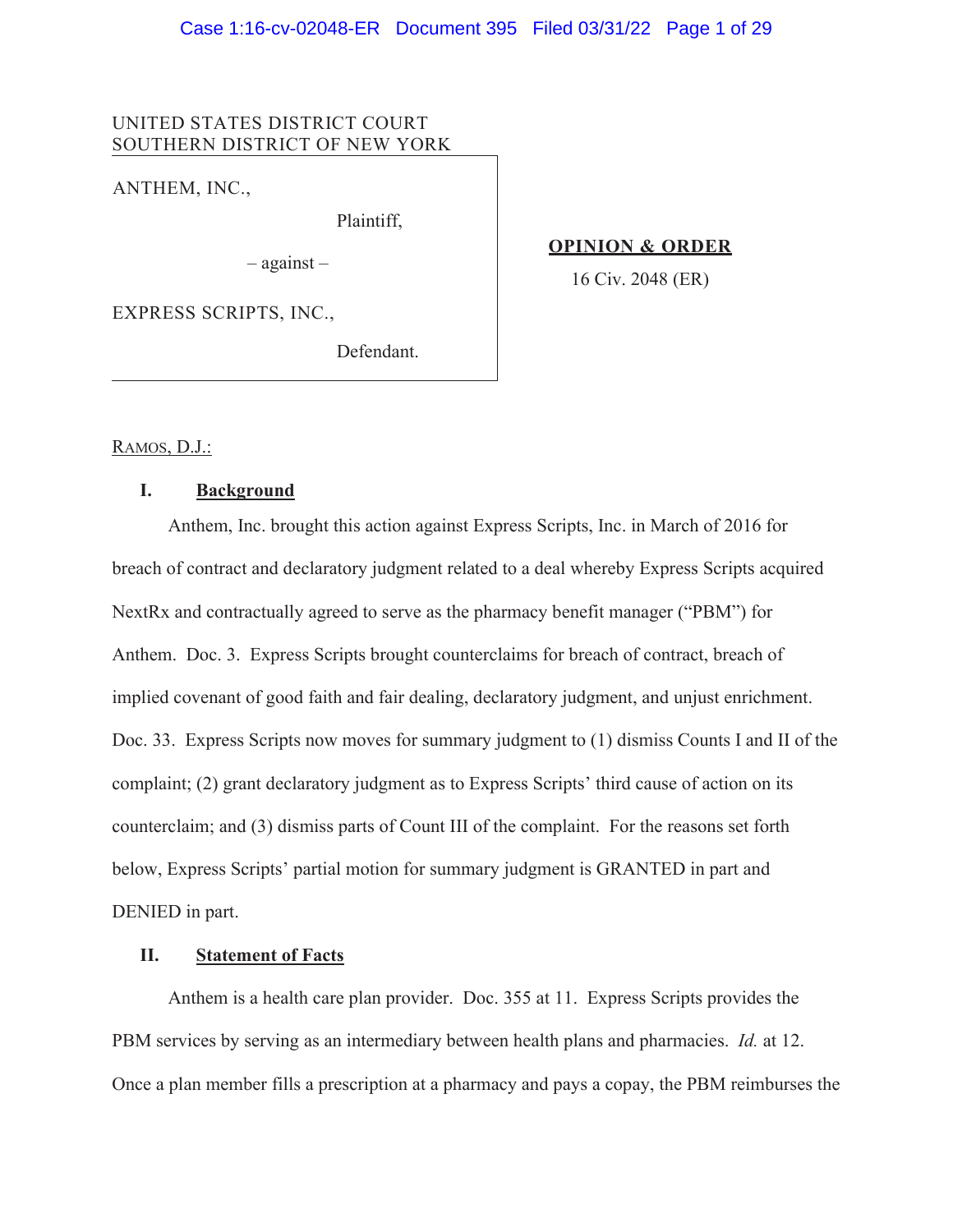UNITED STATES DISTRICT COURT
SOUTHERN DISTRICT OF NEW YORK

ANTHEM, INC.,

Plaintiff,

– against –

EXPRESS SCRIPTS, INC.,

Defendant.

**OPINION & ORDER**

16 Civ. 2048 (ER)

RAMOS, D.J.:

## I. Background

Anthem, Inc. brought this action against Express Scripts, Inc. in March of 2016 for breach of contract and declaratory judgment related to a deal whereby Express Scripts acquired NextRx and contractually agreed to serve as the pharmacy benefit manager ("PBM") for Anthem. Doc. 3. Express Scripts brought counterclaims for breach of contract, breach of implied covenant of good faith and fair dealing, declaratory judgment, and unjust enrichment. Doc. 33. Express Scripts now moves for summary judgment to (1) dismiss Counts I and II of the complaint; (2) grant declaratory judgment as to Express Scripts' third cause of action on its counterclaim; and (3) dismiss parts of Count III of the complaint. For the reasons set forth below, Express Scripts' partial motion for summary judgment is GRANTED in part and DENIED in part.

## II. Statement of Facts

Anthem is a health care plan provider. Doc. 355 at 11. Express Scripts provides the PBM services by serving as an intermediary between health plans and pharmacies. *Id.* at 12. Once a plan member fills a prescription at a pharmacy and pays a copay, the PBM reimburses the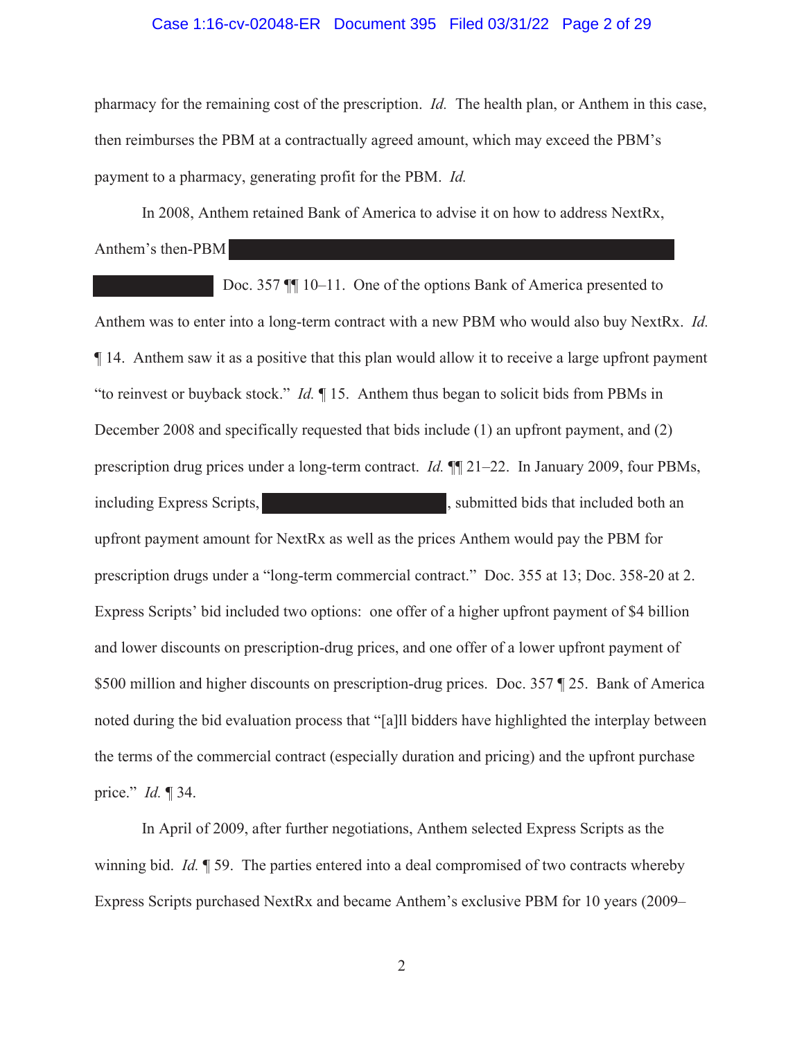pharmacy for the remaining cost of the prescription. *Id.* The health plan, or Anthem in this case, then reimburses the PBM at a contractually agreed amount, which may exceed the PBM's payment to a pharmacy, generating profit for the PBM. *Id.*

In 2008, Anthem retained Bank of America to advise it on how to address NextRx, Anthem's then-PBM [REDACTED] Doc. 357 ¶¶ 10–11. One of the options Bank of America presented to Anthem was to enter into a long-term contract with a new PBM who would also buy NextRx. *Id.* ¶ 14. Anthem saw it as a positive that this plan would allow it to receive a large upfront payment "to reinvest or buyback stock." *Id.* ¶ 15. Anthem thus began to solicit bids from PBMs in December 2008 and specifically requested that bids include (1) an upfront payment, and (2) prescription drug prices under a long-term contract. *Id.* ¶¶ 21–22. In January 2009, four PBMs, including Express Scripts, [REDACTED], submitted bids that included both an upfront payment amount for NextRx as well as the prices Anthem would pay the PBM for prescription drugs under a "long-term commercial contract." Doc. 355 at 13; Doc. 358-20 at 2. Express Scripts' bid included two options: one offer of a higher upfront payment of $4 billion and lower discounts on prescription-drug prices, and one offer of a lower upfront payment of $500 million and higher discounts on prescription-drug prices. Doc. 357 ¶ 25. Bank of America noted during the bid evaluation process that "[a]ll bidders have highlighted the interplay between the terms of the commercial contract (especially duration and pricing) and the upfront purchase price." *Id.* ¶ 34.

In April of 2009, after further negotiations, Anthem selected Express Scripts as the winning bid. *Id.* ¶ 59. The parties entered into a deal compromised of two contracts whereby Express Scripts purchased NextRx and became Anthem's exclusive PBM for 10 years (2009–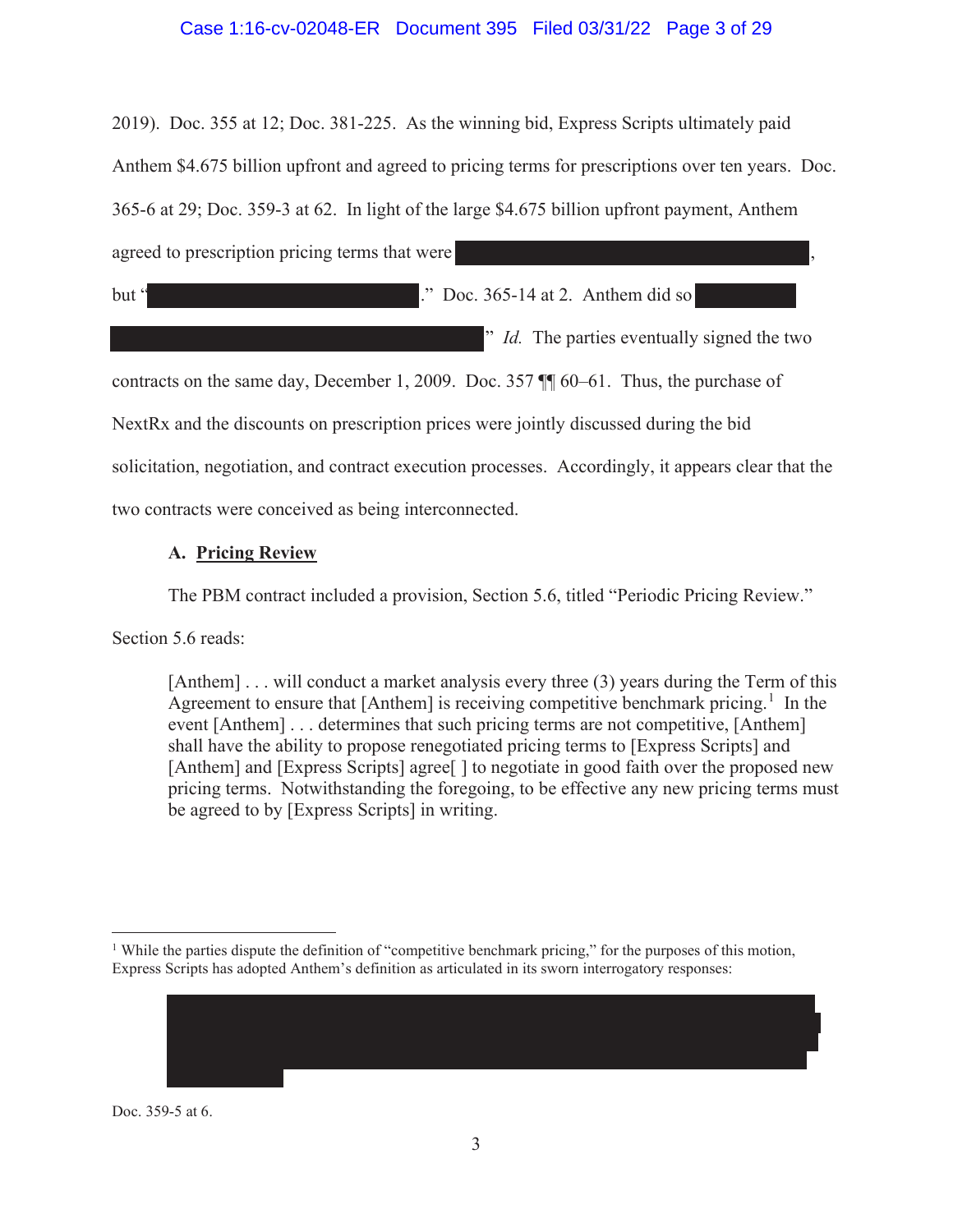2019). Doc. 355 at 12; Doc. 381-225. As the winning bid, Express Scripts ultimately paid Anthem $4.675 billion upfront and agreed to pricing terms for prescriptions over ten years. Doc. 365-6 at 29; Doc. 359-3 at 62. In light of the large $4.675 billion upfront payment, Anthem agreed to prescription pricing terms that were [REDACTED], but "[REDACTED]." Doc. 365-14 at 2. Anthem did so [REDACTED] [REDACTED]" *Id.* The parties eventually signed the two contracts on the same day, December 1, 2009. Doc. 357 ¶¶ 60–61. Thus, the purchase of NextRx and the discounts on prescription prices were jointly discussed during the bid solicitation, negotiation, and contract execution processes. Accordingly, it appears clear that the two contracts were conceived as being interconnected.

### A. Pricing Review

The PBM contract included a provision, Section 5.6, titled "Periodic Pricing Review." Section 5.6 reads:

> [Anthem] . . . will conduct a market analysis every three (3) years during the Term of this Agreement to ensure that [Anthem] is receiving competitive benchmark pricing.[1] In the event [Anthem] . . . determines that such pricing terms are not competitive, [Anthem] shall have the ability to propose renegotiated pricing terms to [Express Scripts] and [Anthem] and [Express Scripts] agree[ ] to negotiate in good faith over the proposed new pricing terms. Notwithstanding the foregoing, to be effective any new pricing terms must be agreed to by [Express Scripts] in writing.

---

[1] While the parties dispute the definition of "competitive benchmark pricing," for the purposes of this motion, Express Scripts has adopted Anthem's definition as articulated in its sworn interrogatory responses:

> [REDACTED]

Doc. 359-5 at 6.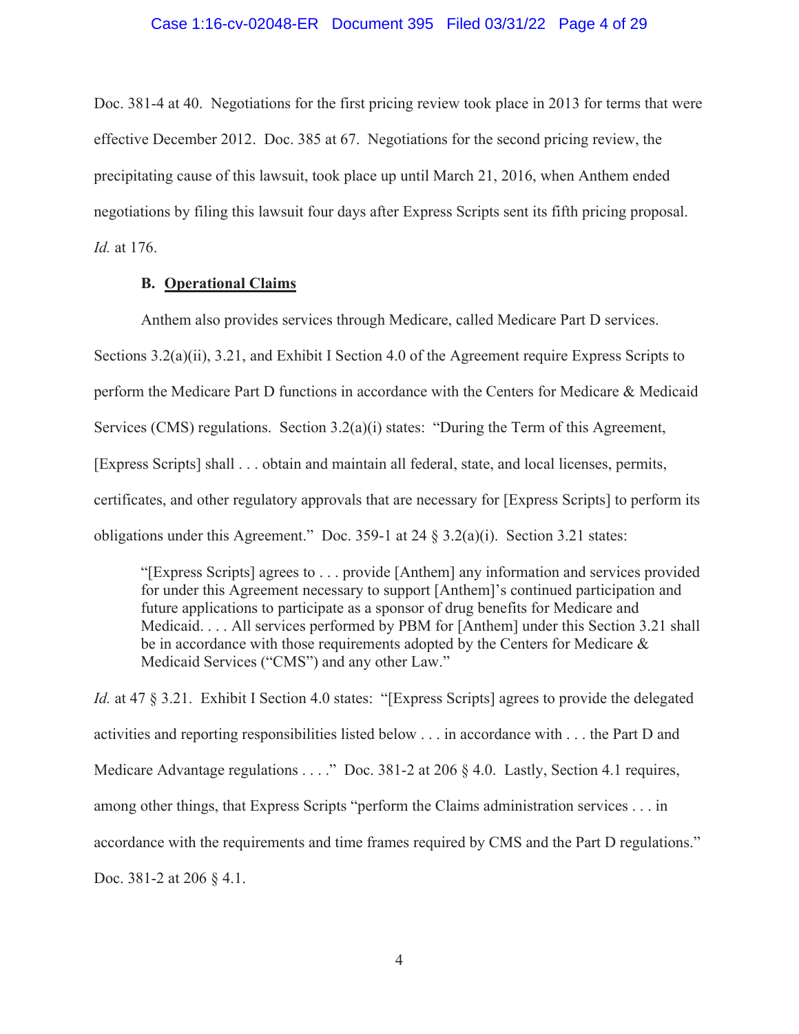Doc. 381-4 at 40. Negotiations for the first pricing review took place in 2013 for terms that were effective December 2012. Doc. 385 at 67. Negotiations for the second pricing review, the precipitating cause of this lawsuit, took place up until March 21, 2016, when Anthem ended negotiations by filing this lawsuit four days after Express Scripts sent its fifth pricing proposal. *Id.* at 176.

### B. Operational Claims

Anthem also provides services through Medicare, called Medicare Part D services. Sections 3.2(a)(ii), 3.21, and Exhibit I Section 4.0 of the Agreement require Express Scripts to perform the Medicare Part D functions in accordance with the Centers for Medicare & Medicaid Services (CMS) regulations. Section 3.2(a)(i) states: "During the Term of this Agreement, [Express Scripts] shall . . . obtain and maintain all federal, state, and local licenses, permits, certificates, and other regulatory approvals that are necessary for [Express Scripts] to perform its obligations under this Agreement." Doc. 359-1 at 24 § 3.2(a)(i). Section 3.21 states:

> "[Express Scripts] agrees to . . . provide [Anthem] any information and services provided for under this Agreement necessary to support [Anthem]'s continued participation and future applications to participate as a sponsor of drug benefits for Medicare and Medicaid. . . . All services performed by PBM for [Anthem] under this Section 3.21 shall be in accordance with those requirements adopted by the Centers for Medicare & Medicaid Services ("CMS") and any other Law."

*Id.* at 47 § 3.21. Exhibit I Section 4.0 states: "[Express Scripts] agrees to provide the delegated activities and reporting responsibilities listed below . . . in accordance with . . . the Part D and Medicare Advantage regulations . . . ." Doc. 381-2 at 206 § 4.0. Lastly, Section 4.1 requires, among other things, that Express Scripts "perform the Claims administration services . . . in accordance with the requirements and time frames required by CMS and the Part D regulations." Doc. 381-2 at 206 § 4.1.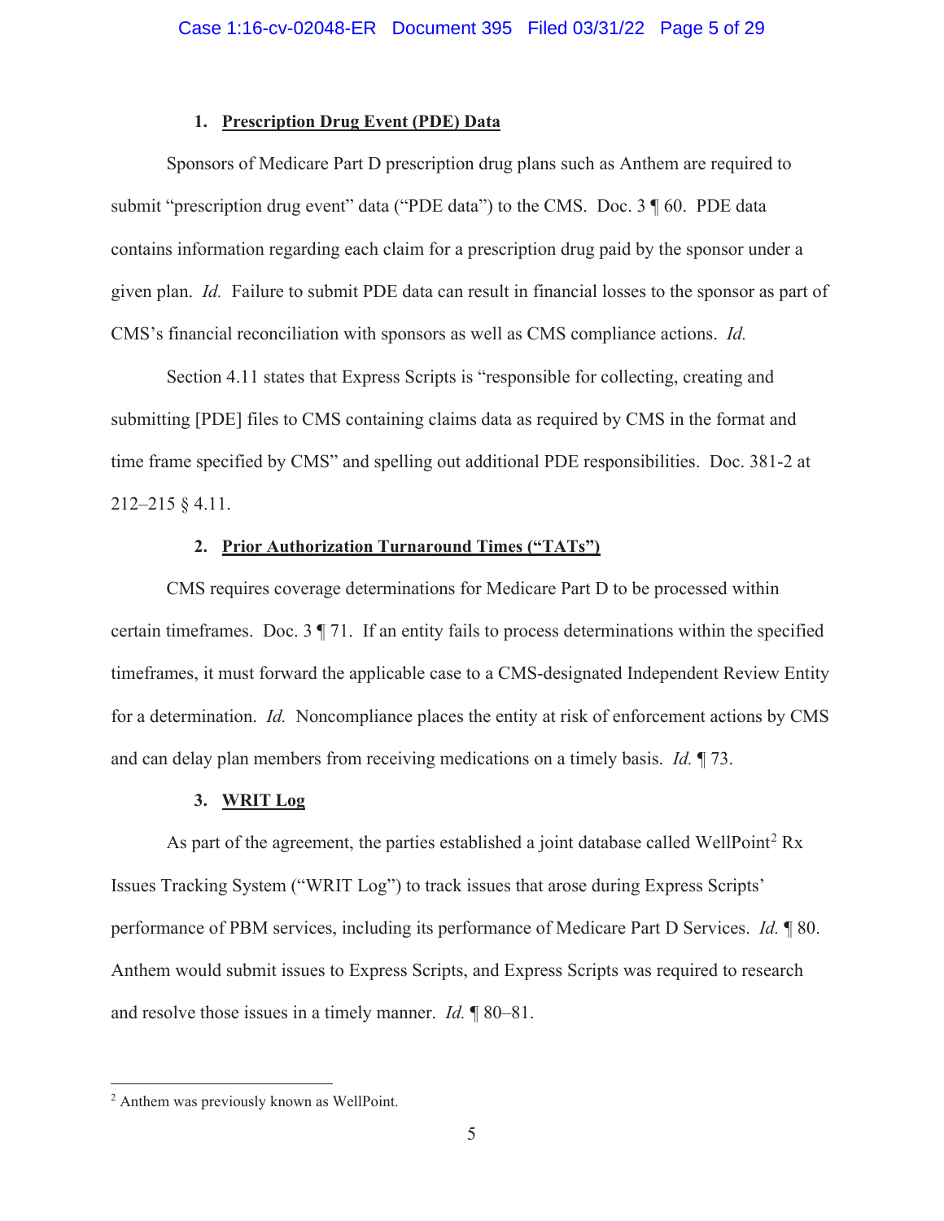### 1. **Prescription Drug Event (PDE) Data**

Sponsors of Medicare Part D prescription drug plans such as Anthem are required to submit "prescription drug event" data ("PDE data") to the CMS. Doc. 3 ¶ 60. PDE data contains information regarding each claim for a prescription drug paid by the sponsor under a given plan. *Id.* Failure to submit PDE data can result in financial losses to the sponsor as part of CMS's financial reconciliation with sponsors as well as CMS compliance actions. *Id.*

Section 4.11 states that Express Scripts is "responsible for collecting, creating and submitting [PDE] files to CMS containing claims data as required by CMS in the format and time frame specified by CMS" and spelling out additional PDE responsibilities. Doc. 381-2 at 212–215 § 4.11.

### 2. **Prior Authorization Turnaround Times ("TATs")**

CMS requires coverage determinations for Medicare Part D to be processed within certain timeframes. Doc. 3 ¶ 71. If an entity fails to process determinations within the specified timeframes, it must forward the applicable case to a CMS-designated Independent Review Entity for a determination. *Id.* Noncompliance places the entity at risk of enforcement actions by CMS and can delay plan members from receiving medications on a timely basis. *Id.* ¶ 73.

### 3. **WRIT Log**

As part of the agreement, the parties established a joint database called WellPoint[2] Rx Issues Tracking System ("WRIT Log") to track issues that arose during Express Scripts' performance of PBM services, including its performance of Medicare Part D Services. *Id.* ¶ 80. Anthem would submit issues to Express Scripts, and Express Scripts was required to research and resolve those issues in a timely manner. *Id.* ¶ 80–81.

---

[2] Anthem was previously known as WellPoint.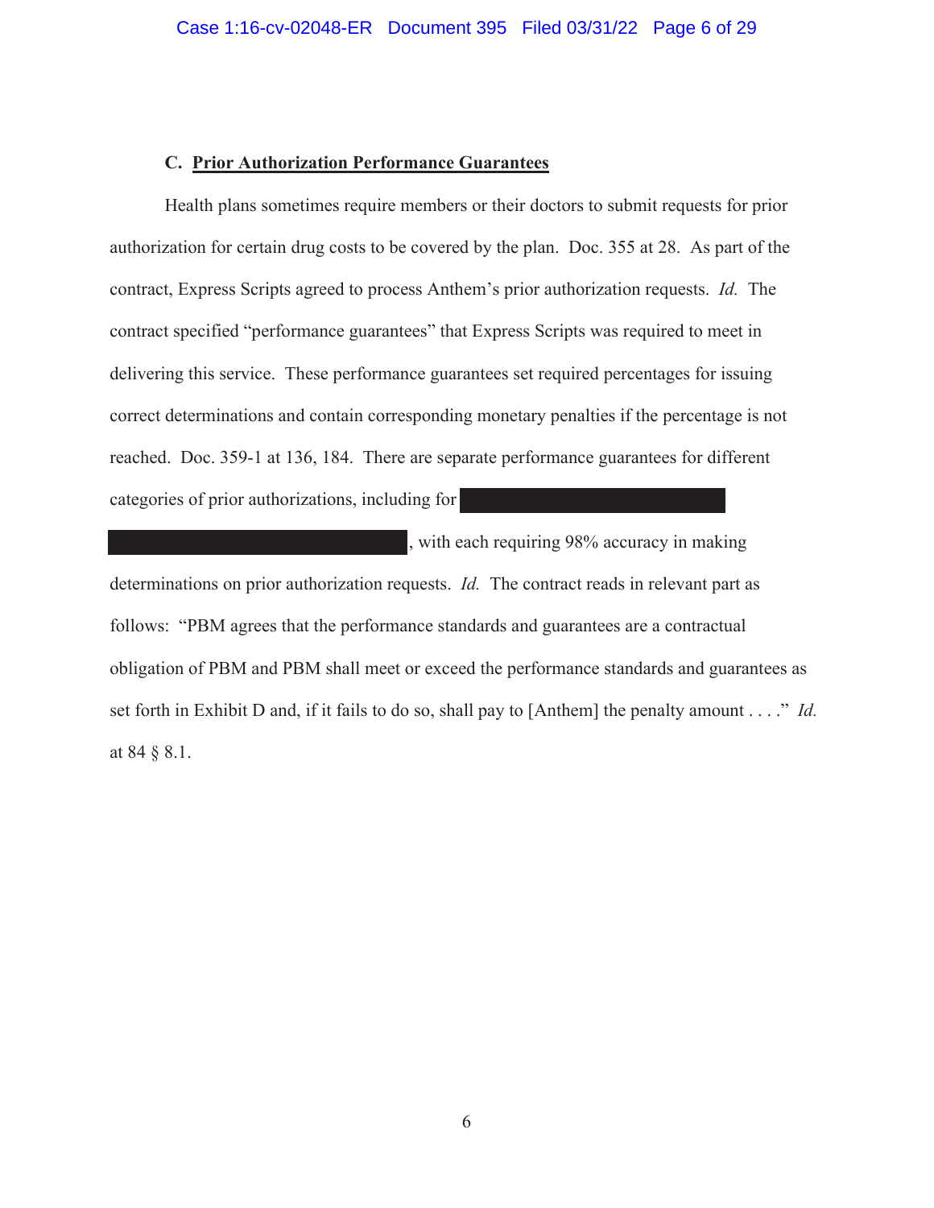### C. Prior Authorization Performance Guarantees

Health plans sometimes require members or their doctors to submit requests for prior authorization for certain drug costs to be covered by the plan. Doc. 355 at 28. As part of the contract, Express Scripts agreed to process Anthem's prior authorization requests. *Id.* The contract specified "performance guarantees" that Express Scripts was required to meet in delivering this service. These performance guarantees set required percentages for issuing correct determinations and contain corresponding monetary penalties if the percentage is not reached. Doc. 359-1 at 136, 184. There are separate performance guarantees for different categories of prior authorizations, including for [REDACTED] [REDACTED], with each requiring 98% accuracy in making determinations on prior authorization requests. *Id.* The contract reads in relevant part as follows: "PBM agrees that the performance standards and guarantees are a contractual obligation of PBM and PBM shall meet or exceed the performance standards and guarantees as set forth in Exhibit D and, if it fails to do so, shall pay to [Anthem] the penalty amount . . . ." *Id.* at 84 § 8.1.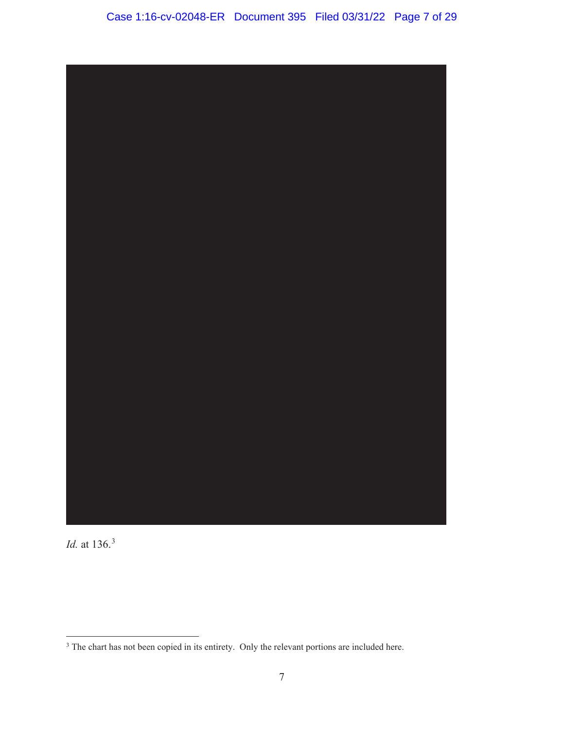*Id.* at 136.[3]

[3] The chart has not been copied in its entirety. Only the relevant portions are included here.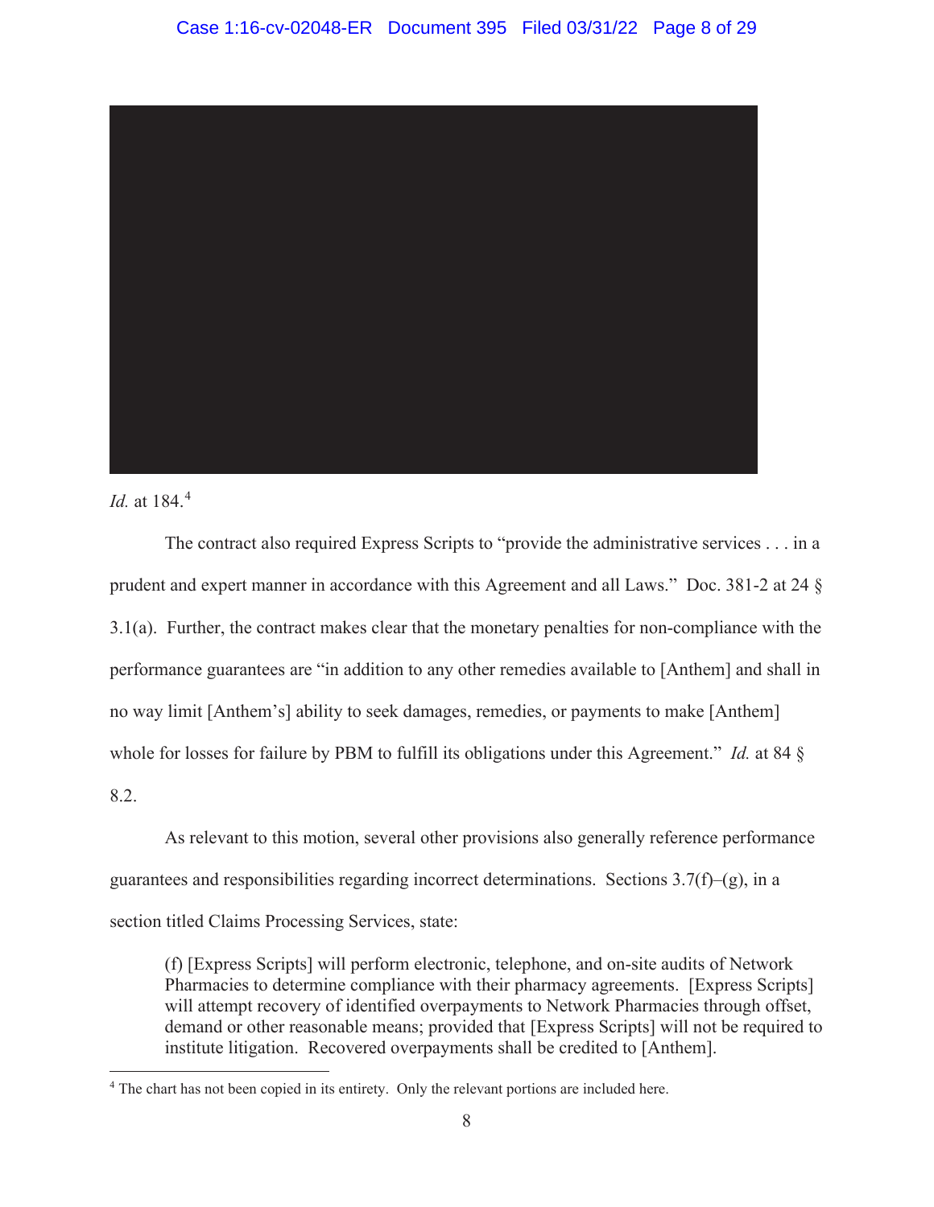*Id.* at 184.[4]

The contract also required Express Scripts to "provide the administrative services . . . in a prudent and expert manner in accordance with this Agreement and all Laws." Doc. 381-2 at 24 § 3.1(a). Further, the contract makes clear that the monetary penalties for non-compliance with the performance guarantees are "in addition to any other remedies available to [Anthem] and shall in no way limit [Anthem's] ability to seek damages, remedies, or payments to make [Anthem] whole for losses for failure by PBM to fulfill its obligations under this Agreement." *Id.* at 84 § 8.2.

As relevant to this motion, several other provisions also generally reference performance guarantees and responsibilities regarding incorrect determinations. Sections 3.7(f)–(g), in a section titled Claims Processing Services, state:

> (f) [Express Scripts] will perform electronic, telephone, and on-site audits of Network Pharmacies to determine compliance with their pharmacy agreements. [Express Scripts] will attempt recovery of identified overpayments to Network Pharmacies through offset, demand or other reasonable means; provided that [Express Scripts] will not be required to institute litigation. Recovered overpayments shall be credited to [Anthem].

[4] The chart has not been copied in its entirety. Only the relevant portions are included here.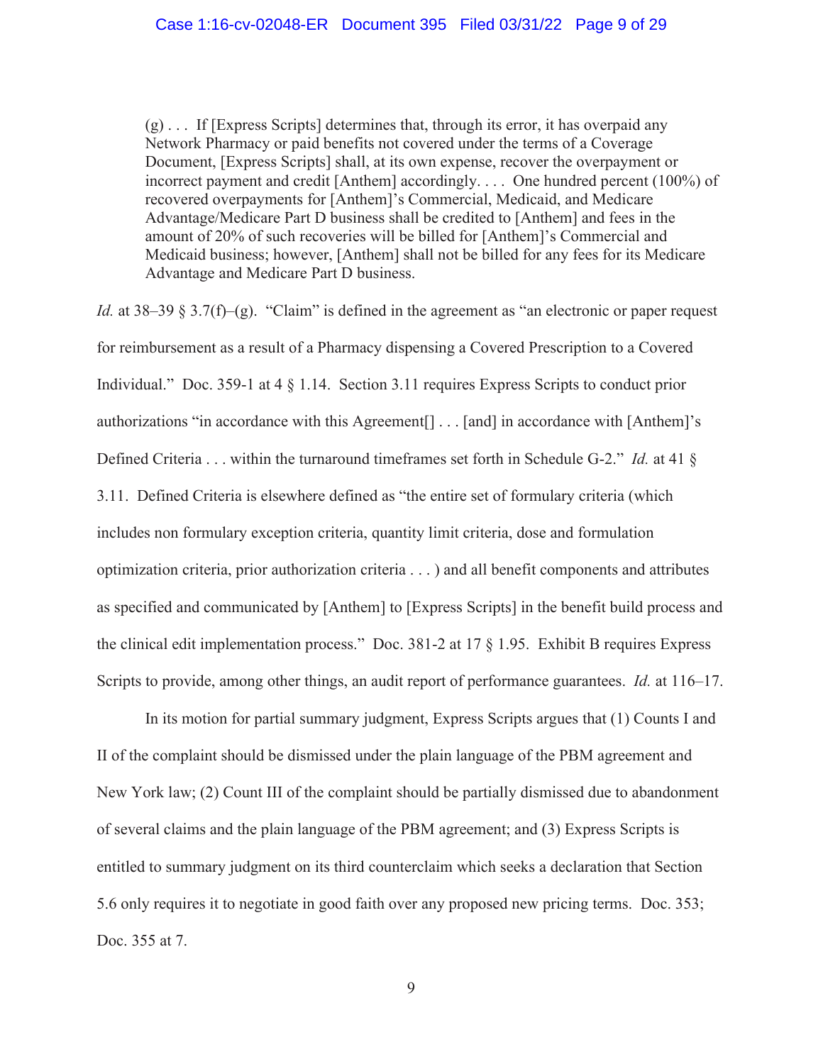> (g) . . . If [Express Scripts] determines that, through its error, it has overpaid any Network Pharmacy or paid benefits not covered under the terms of a Coverage Document, [Express Scripts] shall, at its own expense, recover the overpayment or incorrect payment and credit [Anthem] accordingly. . . . One hundred percent (100%) of recovered overpayments for [Anthem]'s Commercial, Medicaid, and Medicare Advantage/Medicare Part D business shall be credited to [Anthem] and fees in the amount of 20% of such recoveries will be billed for [Anthem]'s Commercial and Medicaid business; however, [Anthem] shall not be billed for any fees for its Medicare Advantage and Medicare Part D business.

*Id.* at 38–39 § 3.7(f)–(g). "Claim" is defined in the agreement as "an electronic or paper request for reimbursement as a result of a Pharmacy dispensing a Covered Prescription to a Covered Individual." Doc. 359-1 at 4 § 1.14. Section 3.11 requires Express Scripts to conduct prior authorizations "in accordance with this Agreement[] . . . [and] in accordance with [Anthem]'s Defined Criteria . . . within the turnaround timeframes set forth in Schedule G-2." *Id.* at 41 § 3.11. Defined Criteria is elsewhere defined as "the entire set of formulary criteria (which includes non formulary exception criteria, quantity limit criteria, dose and formulation optimization criteria, prior authorization criteria . . . ) and all benefit components and attributes as specified and communicated by [Anthem] to [Express Scripts] in the benefit build process and the clinical edit implementation process." Doc. 381-2 at 17 § 1.95. Exhibit B requires Express Scripts to provide, among other things, an audit report of performance guarantees. *Id.* at 116–17.

In its motion for partial summary judgment, Express Scripts argues that (1) Counts I and II of the complaint should be dismissed under the plain language of the PBM agreement and New York law; (2) Count III of the complaint should be partially dismissed due to abandonment of several claims and the plain language of the PBM agreement; and (3) Express Scripts is entitled to summary judgment on its third counterclaim which seeks a declaration that Section 5.6 only requires it to negotiate in good faith over any proposed new pricing terms. Doc. 353; Doc. 355 at 7.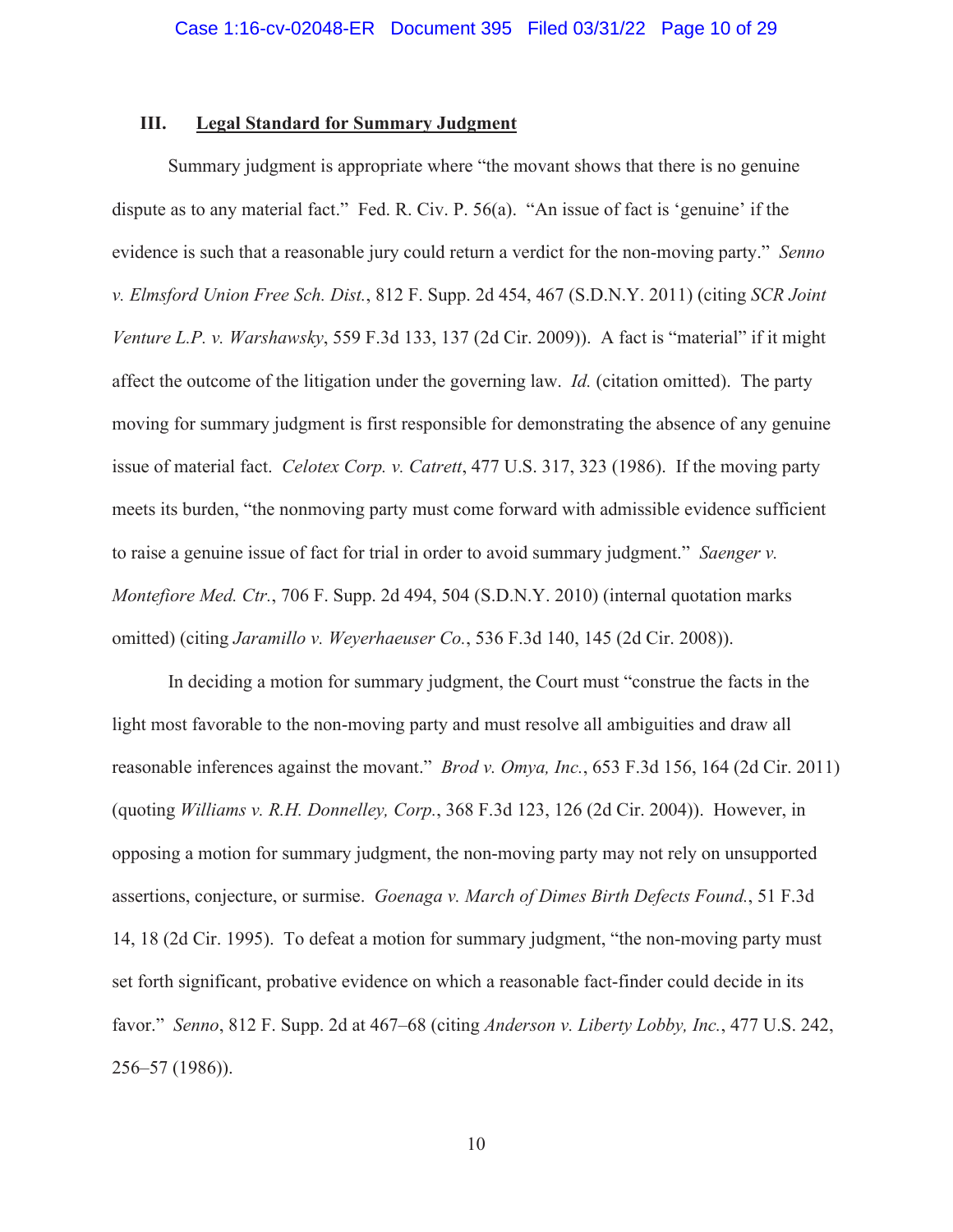### III. **Legal Standard for Summary Judgment**

Summary judgment is appropriate where "the movant shows that there is no genuine dispute as to any material fact." Fed. R. Civ. P. 56(a). "An issue of fact is 'genuine' if the evidence is such that a reasonable jury could return a verdict for the non-moving party." *Senno v. Elmsford Union Free Sch. Dist.*, 812 F. Supp. 2d 454, 467 (S.D.N.Y. 2011) (citing *SCR Joint Venture L.P. v. Warshawsky*, 559 F.3d 133, 137 (2d Cir. 2009)). A fact is "material" if it might affect the outcome of the litigation under the governing law. *Id.* (citation omitted). The party moving for summary judgment is first responsible for demonstrating the absence of any genuine issue of material fact. *Celotex Corp. v. Catrett*, 477 U.S. 317, 323 (1986). If the moving party meets its burden, "the nonmoving party must come forward with admissible evidence sufficient to raise a genuine issue of fact for trial in order to avoid summary judgment." *Saenger v. Montefiore Med. Ctr.*, 706 F. Supp. 2d 494, 504 (S.D.N.Y. 2010) (internal quotation marks omitted) (citing *Jaramillo v. Weyerhaeuser Co.*, 536 F.3d 140, 145 (2d Cir. 2008)).

In deciding a motion for summary judgment, the Court must "construe the facts in the light most favorable to the non-moving party and must resolve all ambiguities and draw all reasonable inferences against the movant." *Brod v. Omya, Inc.*, 653 F.3d 156, 164 (2d Cir. 2011) (quoting *Williams v. R.H. Donnelley, Corp.*, 368 F.3d 123, 126 (2d Cir. 2004)). However, in opposing a motion for summary judgment, the non-moving party may not rely on unsupported assertions, conjecture, or surmise. *Goenaga v. March of Dimes Birth Defects Found.*, 51 F.3d 14, 18 (2d Cir. 1995). To defeat a motion for summary judgment, "the non-moving party must set forth significant, probative evidence on which a reasonable fact-finder could decide in its favor." *Senno*, 812 F. Supp. 2d at 467–68 (citing *Anderson v. Liberty Lobby, Inc.*, 477 U.S. 242, 256–57 (1986)).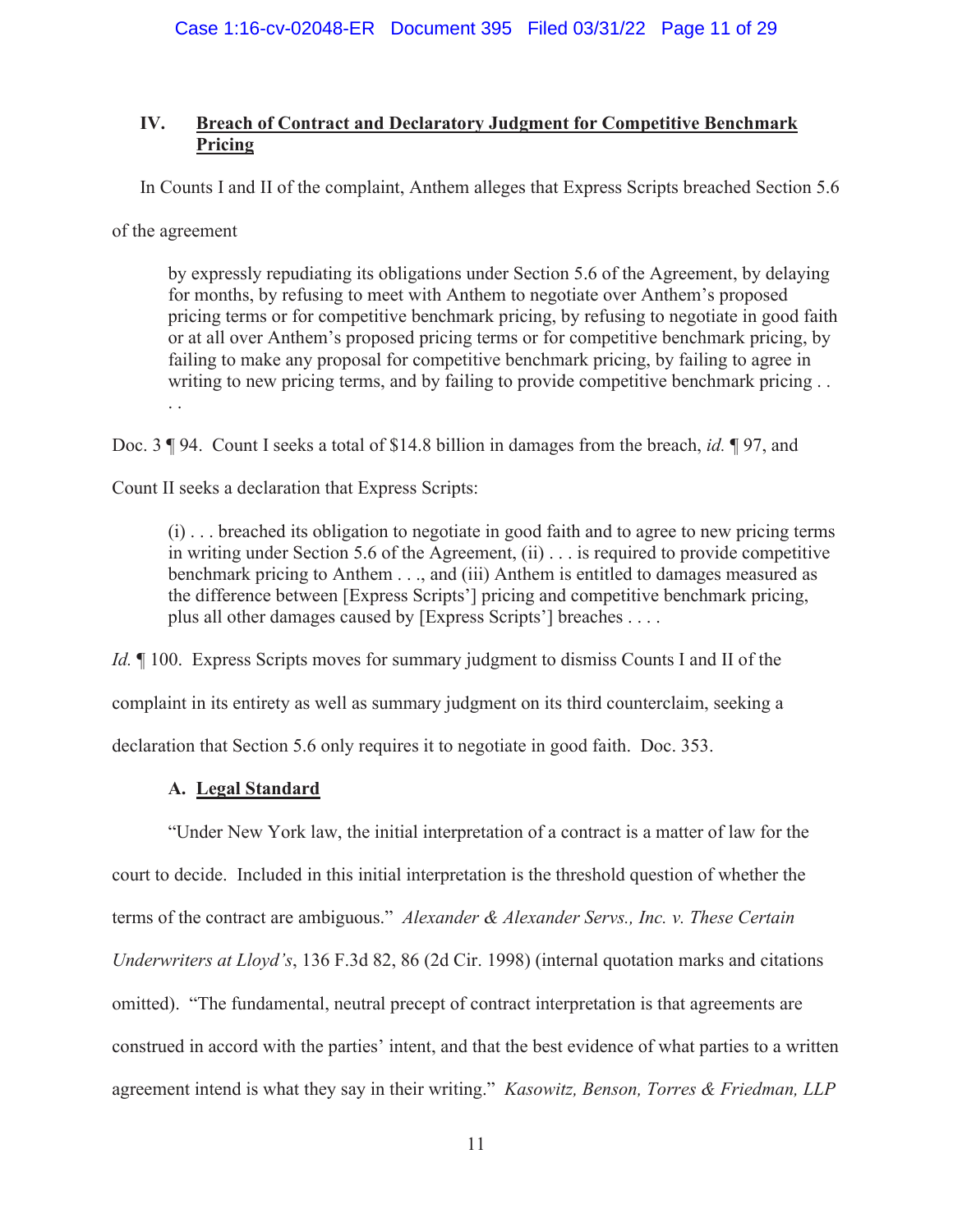## IV. Breach of Contract and Declaratory Judgment for Competitive Benchmark Pricing

In Counts I and II of the complaint, Anthem alleges that Express Scripts breached Section 5.6 of the agreement

> by expressly repudiating its obligations under Section 5.6 of the Agreement, by delaying for months, by refusing to meet with Anthem to negotiate over Anthem's proposed pricing terms or for competitive benchmark pricing, by refusing to negotiate in good faith or at all over Anthem's proposed pricing terms or for competitive benchmark pricing, by failing to make any proposal for competitive benchmark pricing, by failing to agree in writing to new pricing terms, and by failing to provide competitive benchmark pricing . . . .

Doc. 3 ¶ 94. Count I seeks a total of $14.8 billion in damages from the breach, *id.* ¶ 97, and Count II seeks a declaration that Express Scripts:

> (i) . . . breached its obligation to negotiate in good faith and to agree to new pricing terms in writing under Section 5.6 of the Agreement, (ii) . . . is required to provide competitive benchmark pricing to Anthem . . ., and (iii) Anthem is entitled to damages measured as the difference between [Express Scripts'] pricing and competitive benchmark pricing, plus all other damages caused by [Express Scripts'] breaches . . . .

*Id.* ¶ 100. Express Scripts moves for summary judgment to dismiss Counts I and II of the complaint in its entirety as well as summary judgment on its third counterclaim, seeking a declaration that Section 5.6 only requires it to negotiate in good faith. Doc. 353.

### A. Legal Standard

"Under New York law, the initial interpretation of a contract is a matter of law for the court to decide. Included in this initial interpretation is the threshold question of whether the terms of the contract are ambiguous." *Alexander & Alexander Servs., Inc. v. These Certain Underwriters at Lloyd's*, 136 F.3d 82, 86 (2d Cir. 1998) (internal quotation marks and citations omitted). "The fundamental, neutral precept of contract interpretation is that agreements are construed in accord with the parties' intent, and that the best evidence of what parties to a written agreement intend is what they say in their writing." *Kasowitz, Benson, Torres & Friedman, LLP*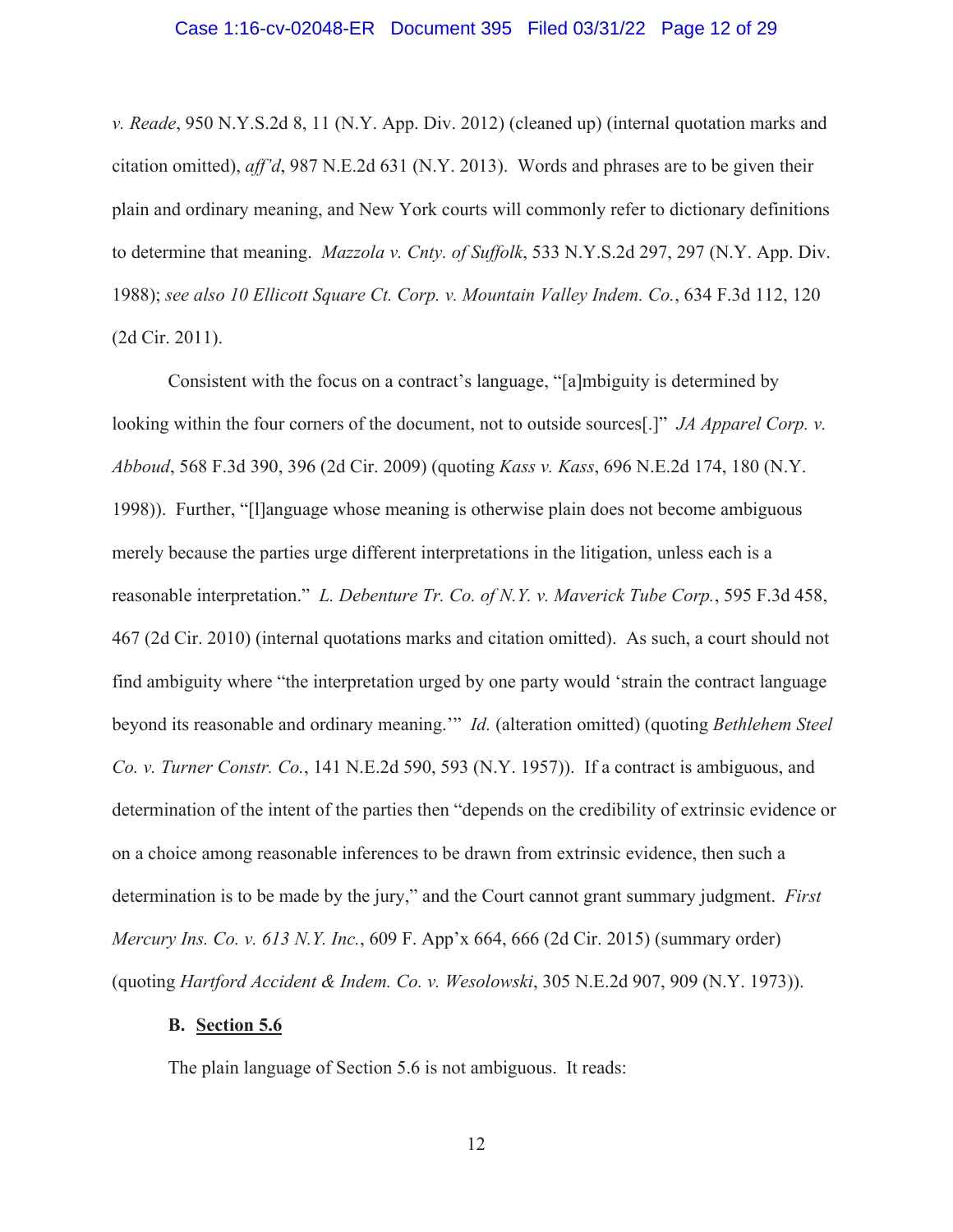*v. Reade*, 950 N.Y.S.2d 8, 11 (N.Y. App. Div. 2012) (cleaned up) (internal quotation marks and citation omitted), *aff'd*, 987 N.E.2d 631 (N.Y. 2013). Words and phrases are to be given their plain and ordinary meaning, and New York courts will commonly refer to dictionary definitions to determine that meaning. *Mazzola v. Cnty. of Suffolk*, 533 N.Y.S.2d 297, 297 (N.Y. App. Div. 1988); *see also 10 Ellicott Square Ct. Corp. v. Mountain Valley Indem. Co.*, 634 F.3d 112, 120 (2d Cir. 2011).

Consistent with the focus on a contract's language, "[a]mbiguity is determined by looking within the four corners of the document, not to outside sources[.]" *JA Apparel Corp. v. Abboud*, 568 F.3d 390, 396 (2d Cir. 2009) (quoting *Kass v. Kass*, 696 N.E.2d 174, 180 (N.Y. 1998)). Further, "[l]anguage whose meaning is otherwise plain does not become ambiguous merely because the parties urge different interpretations in the litigation, unless each is a reasonable interpretation." *L. Debenture Tr. Co. of N.Y. v. Maverick Tube Corp.*, 595 F.3d 458, 467 (2d Cir. 2010) (internal quotations marks and citation omitted). As such, a court should not find ambiguity where "the interpretation urged by one party would 'strain the contract language beyond its reasonable and ordinary meaning.'" *Id.* (alteration omitted) (quoting *Bethlehem Steel Co. v. Turner Constr. Co.*, 141 N.E.2d 590, 593 (N.Y. 1957)). If a contract is ambiguous, and determination of the intent of the parties then "depends on the credibility of extrinsic evidence or on a choice among reasonable inferences to be drawn from extrinsic evidence, then such a determination is to be made by the jury," and the Court cannot grant summary judgment. *First Mercury Ins. Co. v. 613 N.Y. Inc.*, 609 F. App'x 664, 666 (2d Cir. 2015) (summary order) (quoting *Hartford Accident & Indem. Co. v. Wesolowski*, 305 N.E.2d 907, 909 (N.Y. 1973)).

### B. Section 5.6

The plain language of Section 5.6 is not ambiguous. It reads: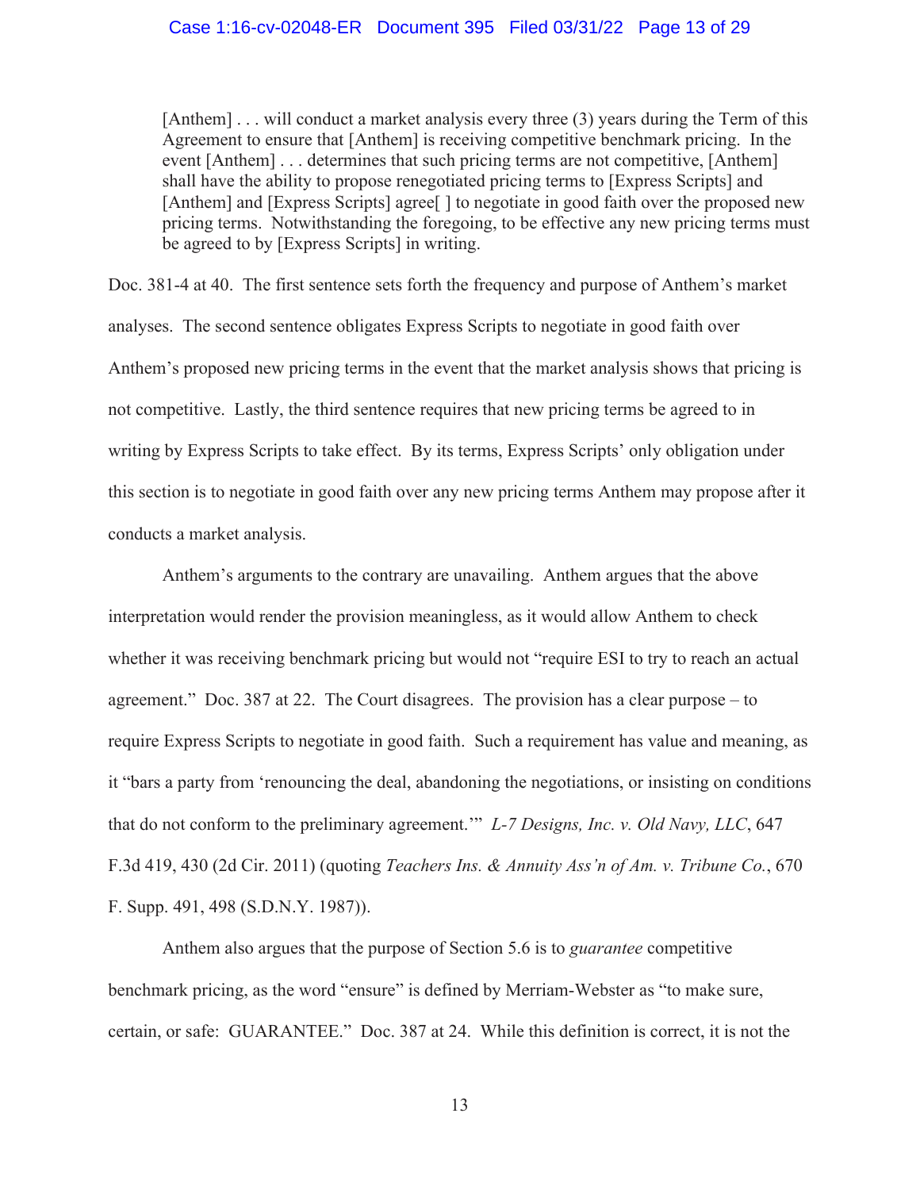> [Anthem] . . . will conduct a market analysis every three (3) years during the Term of this Agreement to ensure that [Anthem] is receiving competitive benchmark pricing. In the event [Anthem] . . . determines that such pricing terms are not competitive, [Anthem] shall have the ability to propose renegotiated pricing terms to [Express Scripts] and [Anthem] and [Express Scripts] agree[ ] to negotiate in good faith over the proposed new pricing terms. Notwithstanding the foregoing, to be effective any new pricing terms must be agreed to by [Express Scripts] in writing.

Doc. 381-4 at 40. The first sentence sets forth the frequency and purpose of Anthem's market analyses. The second sentence obligates Express Scripts to negotiate in good faith over Anthem's proposed new pricing terms in the event that the market analysis shows that pricing is not competitive. Lastly, the third sentence requires that new pricing terms be agreed to in writing by Express Scripts to take effect. By its terms, Express Scripts' only obligation under this section is to negotiate in good faith over any new pricing terms Anthem may propose after it conducts a market analysis.

Anthem's arguments to the contrary are unavailing. Anthem argues that the above interpretation would render the provision meaningless, as it would allow Anthem to check whether it was receiving benchmark pricing but would not "require ESI to try to reach an actual agreement." Doc. 387 at 22. The Court disagrees. The provision has a clear purpose – to require Express Scripts to negotiate in good faith. Such a requirement has value and meaning, as it "bars a party from 'renouncing the deal, abandoning the negotiations, or insisting on conditions that do not conform to the preliminary agreement.'" *L-7 Designs, Inc. v. Old Navy, LLC*, 647 F.3d 419, 430 (2d Cir. 2011) (quoting *Teachers Ins. & Annuity Ass'n of Am. v. Tribune Co.*, 670 F. Supp. 491, 498 (S.D.N.Y. 1987)).

Anthem also argues that the purpose of Section 5.6 is to *guarantee* competitive benchmark pricing, as the word "ensure" is defined by Merriam-Webster as "to make sure, certain, or safe: GUARANTEE." Doc. 387 at 24. While this definition is correct, it is not the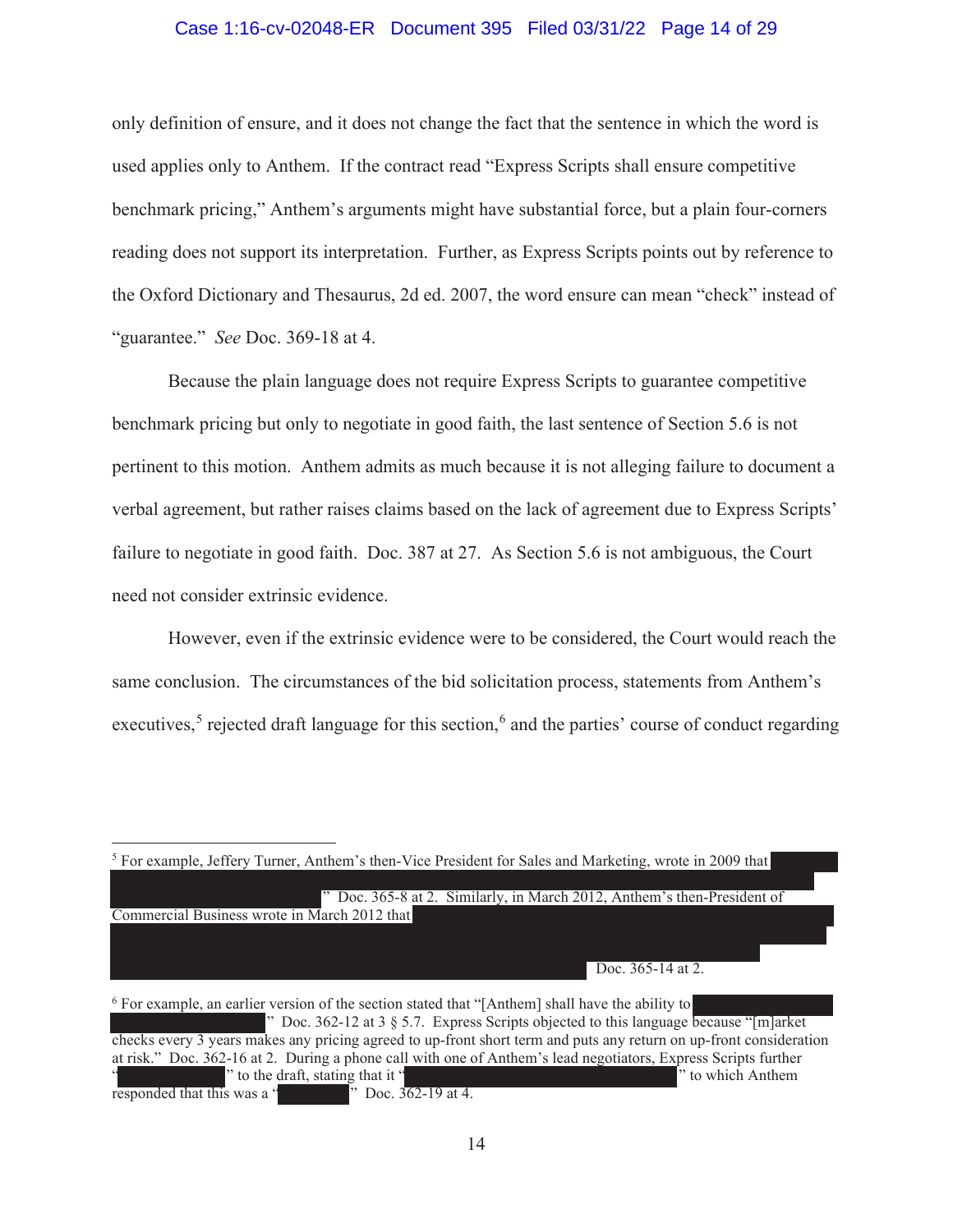only definition of ensure, and it does not change the fact that the sentence in which the word is used applies only to Anthem. If the contract read "Express Scripts shall ensure competitive benchmark pricing," Anthem's arguments might have substantial force, but a plain four-corners reading does not support its interpretation. Further, as Express Scripts points out by reference to the Oxford Dictionary and Thesaurus, 2d ed. 2007, the word ensure can mean "check" instead of "guarantee." *See* Doc. 369-18 at 4.

Because the plain language does not require Express Scripts to guarantee competitive benchmark pricing but only to negotiate in good faith, the last sentence of Section 5.6 is not pertinent to this motion. Anthem admits as much because it is not alleging failure to document a verbal agreement, but rather raises claims based on the lack of agreement due to Express Scripts' failure to negotiate in good faith. Doc. 387 at 27. As Section 5.6 is not ambiguous, the Court need not consider extrinsic evidence.

However, even if the extrinsic evidence were to be considered, the Court would reach the same conclusion. The circumstances of the bid solicitation process, statements from Anthem's executives,[5] rejected draft language for this section,[6] and the parties' course of conduct regarding

---

[5] For example, Jeffery Turner, Anthem's then-Vice President for Sales and Marketing, wrote in 2009 that [REDACTED] " Doc. 365-8 at 2. Similarly, in March 2012, Anthem's then-President of Commercial Business wrote in March 2012 that [REDACTED] Doc. 365-14 at 2.

[6] For example, an earlier version of the section stated that "[Anthem] shall have the ability to [REDACTED] " Doc. 362-12 at 3 § 5.7. Express Scripts objected to this language because "[m]arket checks every 3 years makes any pricing agreed to up-front short term and puts any return on up-front consideration at risk." Doc. 362-16 at 2. During a phone call with one of Anthem's lead negotiators, Express Scripts further "[REDACTED]" to the draft, stating that it "[REDACTED]" to which Anthem responded that this was a "[REDACTED]" Doc. 362-19 at 4.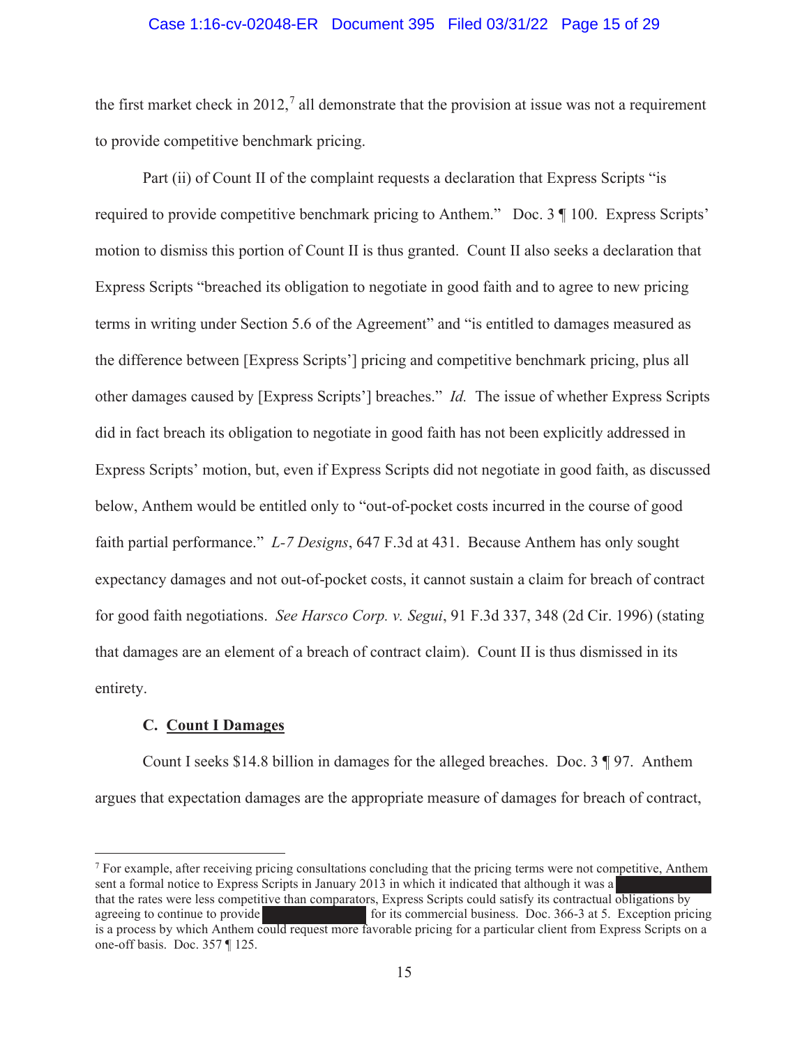the first market check in 2012,[7] all demonstrate that the provision at issue was not a requirement to provide competitive benchmark pricing.

Part (ii) of Count II of the complaint requests a declaration that Express Scripts "is required to provide competitive benchmark pricing to Anthem." Doc. 3 ¶ 100. Express Scripts' motion to dismiss this portion of Count II is thus granted. Count II also seeks a declaration that Express Scripts "breached its obligation to negotiate in good faith and to agree to new pricing terms in writing under Section 5.6 of the Agreement" and "is entitled to damages measured as the difference between [Express Scripts'] pricing and competitive benchmark pricing, plus all other damages caused by [Express Scripts'] breaches." *Id.* The issue of whether Express Scripts did in fact breach its obligation to negotiate in good faith has not been explicitly addressed in Express Scripts' motion, but, even if Express Scripts did not negotiate in good faith, as discussed below, Anthem would be entitled only to "out-of-pocket costs incurred in the course of good faith partial performance." *L-7 Designs*, 647 F.3d at 431. Because Anthem has only sought expectancy damages and not out-of-pocket costs, it cannot sustain a claim for breach of contract for good faith negotiations. *See Harsco Corp. v. Segui*, 91 F.3d 337, 348 (2d Cir. 1996) (stating that damages are an element of a breach of contract claim). Count II is thus dismissed in its entirety.

### C. Count I Damages

Count I seeks $14.8 billion in damages for the alleged breaches. Doc. 3 ¶ 97. Anthem argues that expectation damages are the appropriate measure of damages for breach of contract,

---

[7] For example, after receiving pricing consultations concluding that the pricing terms were not competitive, Anthem sent a formal notice to Express Scripts in January 2013 in which it indicated that although it was a [REDACTED] that the rates were less competitive than comparators, Express Scripts could satisfy its contractual obligations by agreeing to continue to provide [REDACTED] for its commercial business. Doc. 366-3 at 5. Exception pricing is a process by which Anthem could request more favorable pricing for a particular client from Express Scripts on a one-off basis. Doc. 357 ¶ 125.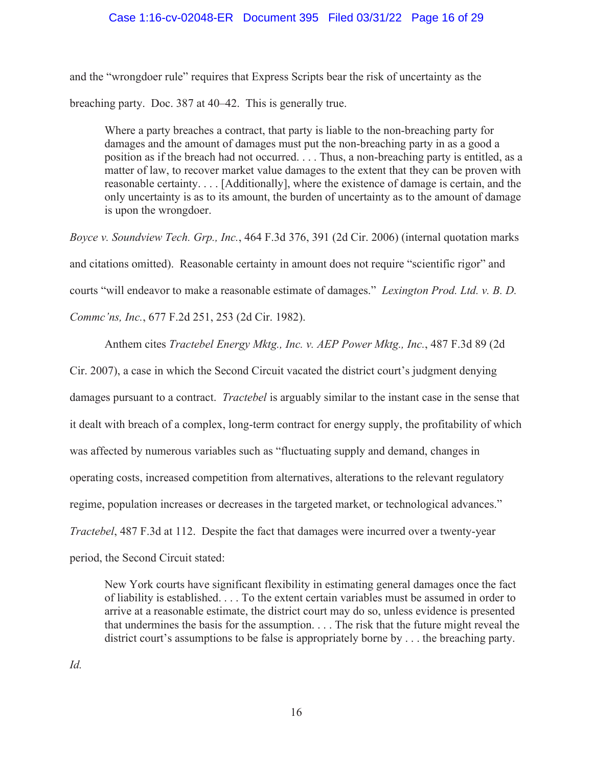and the "wrongdoer rule" requires that Express Scripts bear the risk of uncertainty as the breaching party. Doc. 387 at 40–42. This is generally true.

> Where a party breaches a contract, that party is liable to the non-breaching party for damages and the amount of damages must put the non-breaching party in as a good a position as if the breach had not occurred. . . . Thus, a non-breaching party is entitled, as a matter of law, to recover market value damages to the extent that they can be proven with reasonable certainty. . . . [Additionally], where the existence of damage is certain, and the only uncertainty is as to its amount, the burden of uncertainty as to the amount of damage is upon the wrongdoer.

*Boyce v. Soundview Tech. Grp., Inc.*, 464 F.3d 376, 391 (2d Cir. 2006) (internal quotation marks and citations omitted). Reasonable certainty in amount does not require "scientific rigor" and courts "will endeavor to make a reasonable estimate of damages." *Lexington Prod. Ltd. v. B. D. Commc'ns, Inc.*, 677 F.2d 251, 253 (2d Cir. 1982).

Anthem cites *Tractebel Energy Mktg., Inc. v. AEP Power Mktg., Inc.*, 487 F.3d 89 (2d Cir. 2007), a case in which the Second Circuit vacated the district court's judgment denying damages pursuant to a contract. *Tractebel* is arguably similar to the instant case in the sense that it dealt with breach of a complex, long-term contract for energy supply, the profitability of which was affected by numerous variables such as "fluctuating supply and demand, changes in operating costs, increased competition from alternatives, alterations to the relevant regulatory regime, population increases or decreases in the targeted market, or technological advances." *Tractebel*, 487 F.3d at 112. Despite the fact that damages were incurred over a twenty-year period, the Second Circuit stated:

> New York courts have significant flexibility in estimating general damages once the fact of liability is established. . . . To the extent certain variables must be assumed in order to arrive at a reasonable estimate, the district court may do so, unless evidence is presented that undermines the basis for the assumption. . . . The risk that the future might reveal the district court's assumptions to be false is appropriately borne by . . . the breaching party.

*Id.*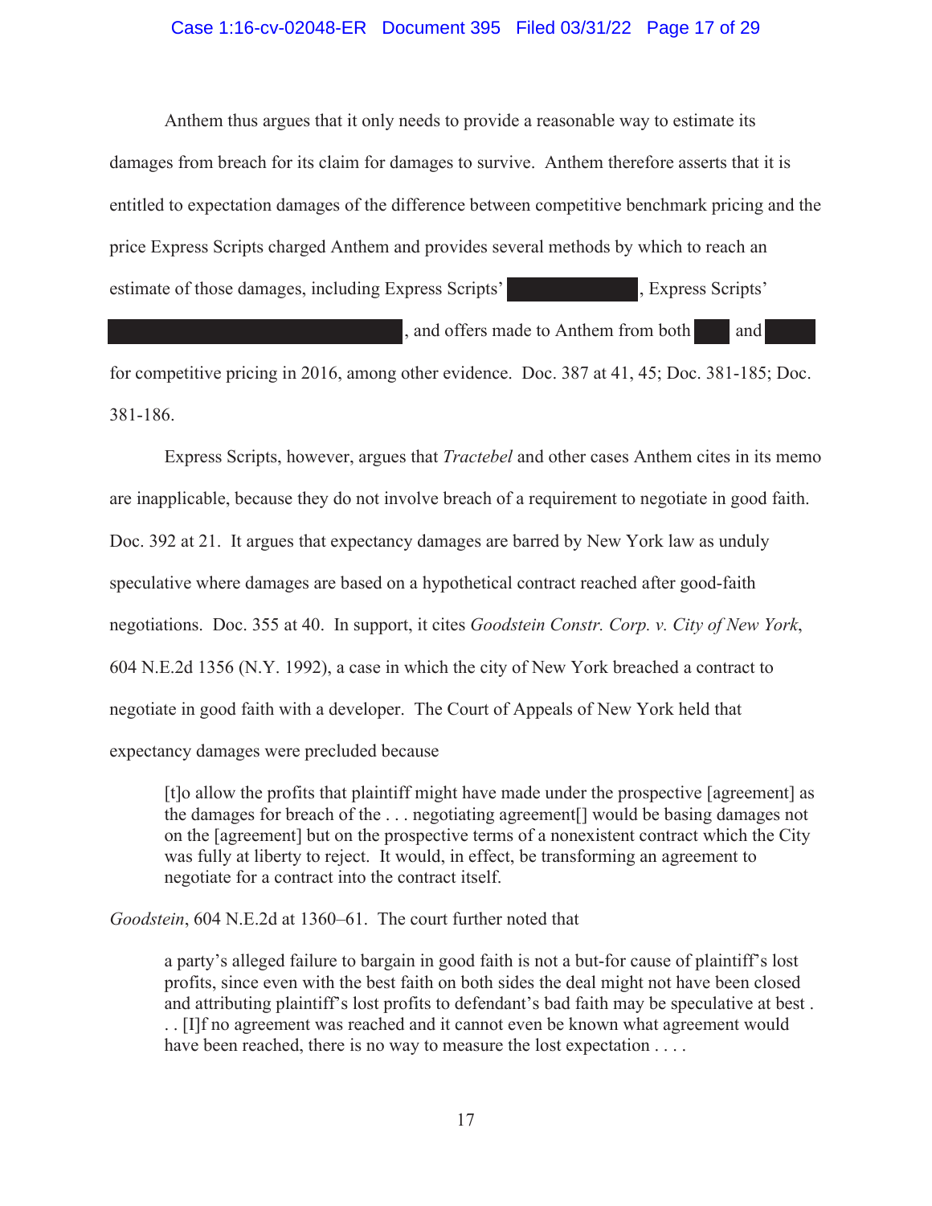Anthem thus argues that it only needs to provide a reasonable way to estimate its damages from breach for its claim for damages to survive. Anthem therefore asserts that it is entitled to expectation damages of the difference between competitive benchmark pricing and the price Express Scripts charged Anthem and provides several methods by which to reach an estimate of those damages, including Express Scripts' [REDACTED], Express Scripts' [REDACTED], and offers made to Anthem from both [REDACTED] and [REDACTED] for competitive pricing in 2016, among other evidence. Doc. 387 at 41, 45; Doc. 381-185; Doc. 381-186.

Express Scripts, however, argues that *Tractebel* and other cases Anthem cites in its memo are inapplicable, because they do not involve breach of a requirement to negotiate in good faith. Doc. 392 at 21. It argues that expectancy damages are barred by New York law as unduly speculative where damages are based on a hypothetical contract reached after good-faith negotiations. Doc. 355 at 40. In support, it cites *Goodstein Constr. Corp. v. City of New York*, 604 N.E.2d 1356 (N.Y. 1992), a case in which the city of New York breached a contract to negotiate in good faith with a developer. The Court of Appeals of New York held that expectancy damages were precluded because

> [t]o allow the profits that plaintiff might have made under the prospective [agreement] as the damages for breach of the . . . negotiating agreement[] would be basing damages not on the [agreement] but on the prospective terms of a nonexistent contract which the City was fully at liberty to reject. It would, in effect, be transforming an agreement to negotiate for a contract into the contract itself.

*Goodstein*, 604 N.E.2d at 1360–61. The court further noted that

> a party's alleged failure to bargain in good faith is not a but-for cause of plaintiff's lost profits, since even with the best faith on both sides the deal might not have been closed and attributing plaintiff's lost profits to defendant's bad faith may be speculative at best . . . [I]f no agreement was reached and it cannot even be known what agreement would have been reached, there is no way to measure the lost expectation . . . .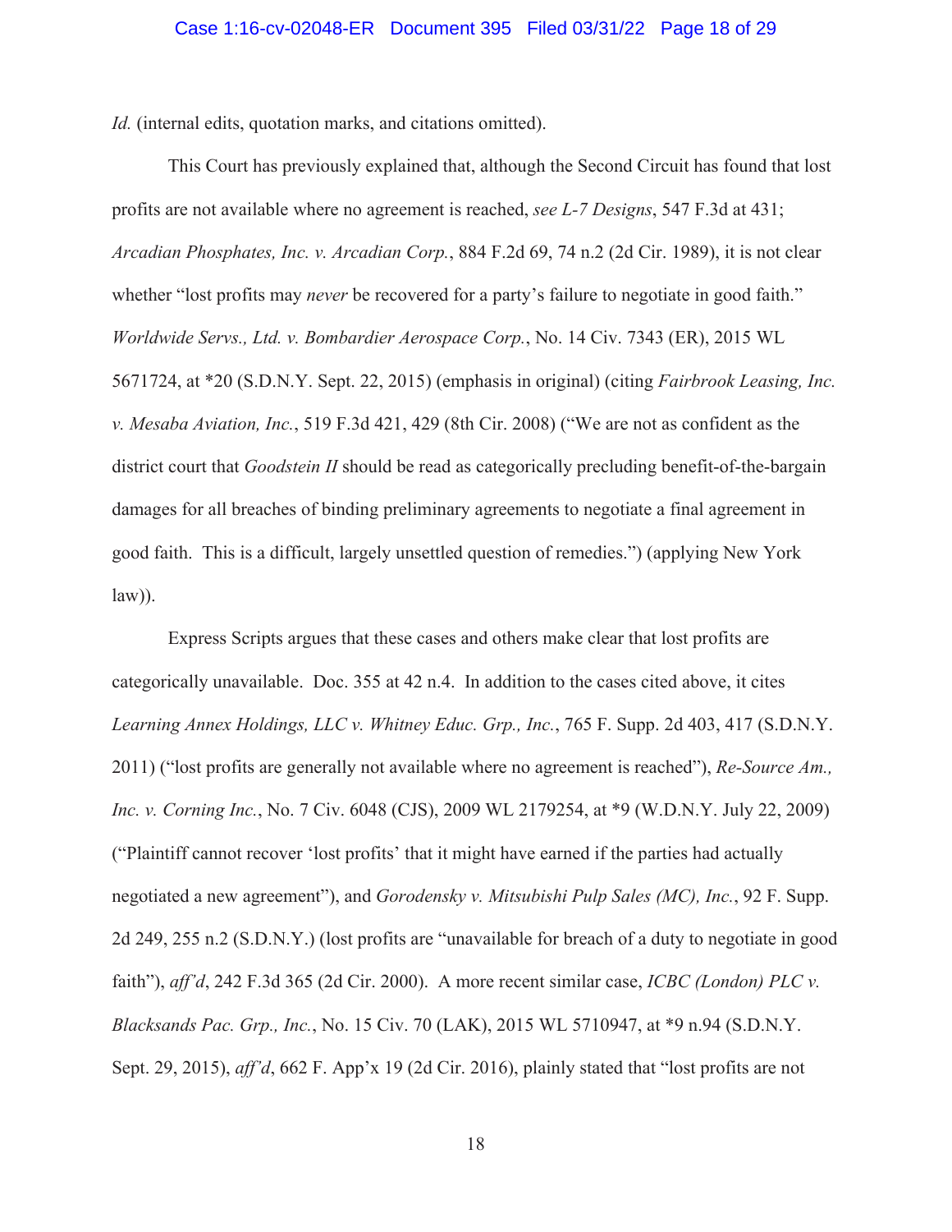*Id.* (internal edits, quotation marks, and citations omitted).

This Court has previously explained that, although the Second Circuit has found that lost profits are not available where no agreement is reached, *see L-7 Designs*, 547 F.3d at 431; *Arcadian Phosphates, Inc. v. Arcadian Corp.*, 884 F.2d 69, 74 n.2 (2d Cir. 1989), it is not clear whether "lost profits may *never* be recovered for a party's failure to negotiate in good faith." *Worldwide Servs., Ltd. v. Bombardier Aerospace Corp.*, No. 14 Civ. 7343 (ER), 2015 WL 5671724, at *20 (S.D.N.Y. Sept. 22, 2015) (emphasis in original) (citing *Fairbrook Leasing, Inc. v. Mesaba Aviation, Inc.*, 519 F.3d 421, 429 (8th Cir. 2008) ("We are not as confident as the district court that *Goodstein II* should be read as categorically precluding benefit-of-the-bargain damages for all breaches of binding preliminary agreements to negotiate a final agreement in good faith. This is a difficult, largely unsettled question of remedies.") (applying New York law)).

Express Scripts argues that these cases and others make clear that lost profits are categorically unavailable. Doc. 355 at 42 n.4. In addition to the cases cited above, it cites *Learning Annex Holdings, LLC v. Whitney Educ. Grp., Inc.*, 765 F. Supp. 2d 403, 417 (S.D.N.Y. 2011) ("lost profits are generally not available where no agreement is reached"), *Re-Source Am., Inc. v. Corning Inc.*, No. 7 Civ. 6048 (CJS), 2009 WL 2179254, at *9 (W.D.N.Y. July 22, 2009) ("Plaintiff cannot recover 'lost profits' that it might have earned if the parties had actually negotiated a new agreement"), and *Gorodensky v. Mitsubishi Pulp Sales (MC), Inc.*, 92 F. Supp. 2d 249, 255 n.2 (S.D.N.Y.) (lost profits are "unavailable for breach of a duty to negotiate in good faith"), *aff'd*, 242 F.3d 365 (2d Cir. 2000). A more recent similar case, *ICBC (London) PLC v. Blacksands Pac. Grp., Inc.*, No. 15 Civ. 70 (LAK), 2015 WL 5710947, at *9 n.94 (S.D.N.Y. Sept. 29, 2015), *aff'd*, 662 F. App'x 19 (2d Cir. 2016), plainly stated that "lost profits are not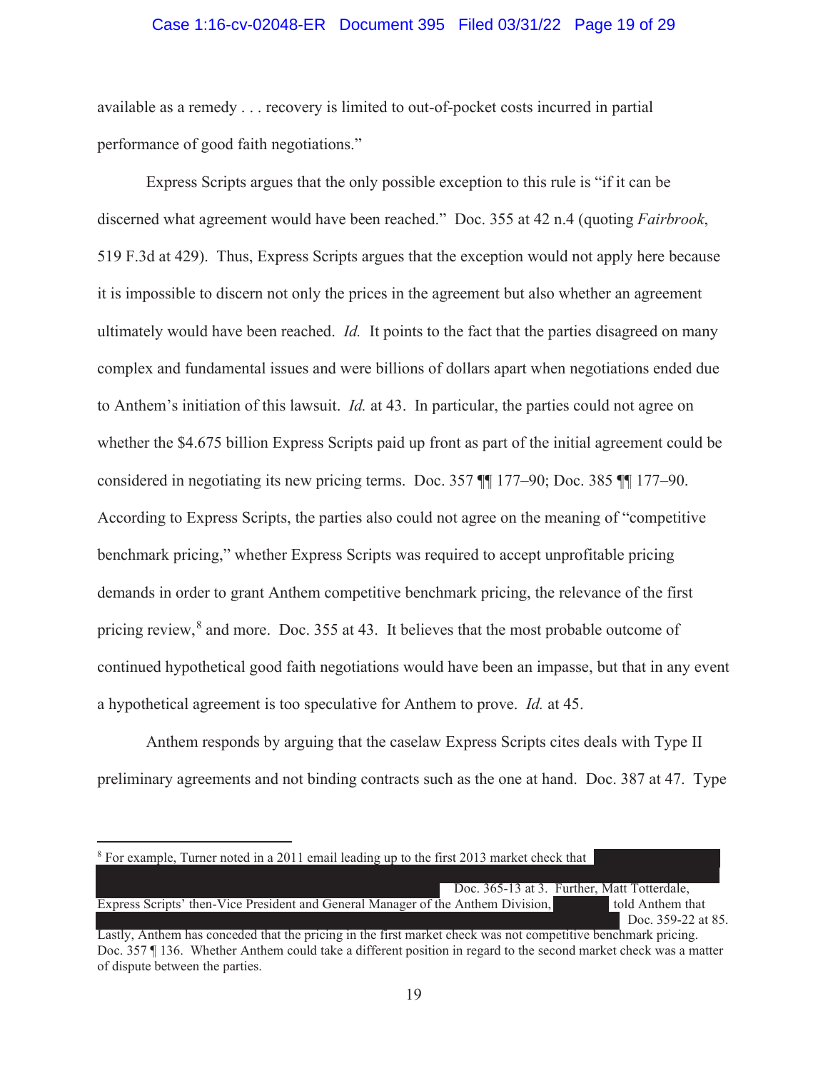available as a remedy . . . recovery is limited to out-of-pocket costs incurred in partial performance of good faith negotiations."

Express Scripts argues that the only possible exception to this rule is "if it can be discerned what agreement would have been reached." Doc. 355 at 42 n.4 (quoting *Fairbrook*, 519 F.3d at 429). Thus, Express Scripts argues that the exception would not apply here because it is impossible to discern not only the prices in the agreement but also whether an agreement ultimately would have been reached. *Id.* It points to the fact that the parties disagreed on many complex and fundamental issues and were billions of dollars apart when negotiations ended due to Anthem's initiation of this lawsuit. *Id.* at 43. In particular, the parties could not agree on whether the $4.675 billion Express Scripts paid up front as part of the initial agreement could be considered in negotiating its new pricing terms. Doc. 357 ¶¶ 177–90; Doc. 385 ¶¶ 177–90. According to Express Scripts, the parties also could not agree on the meaning of "competitive benchmark pricing," whether Express Scripts was required to accept unprofitable pricing demands in order to grant Anthem competitive benchmark pricing, the relevance of the first pricing review,[8] and more. Doc. 355 at 43. It believes that the most probable outcome of continued hypothetical good faith negotiations would have been an impasse, but that in any event a hypothetical agreement is too speculative for Anthem to prove. *Id.* at 45.

Anthem responds by arguing that the caselaw Express Scripts cites deals with Type II preliminary agreements and not binding contracts such as the one at hand. Doc. 387 at 47. Type

---

[8] For example, Turner noted in a 2011 email leading up to the first 2013 market check that [REDACTED] Doc. 365-13 at 3. Further, Matt Totterdale, Express Scripts' then-Vice President and General Manager of the Anthem Division, [REDACTED] told Anthem that [REDACTED] Doc. 359-22 at 85. Lastly, Anthem has conceded that the pricing in the first market check was not competitive benchmark pricing. Doc. 357 ¶ 136. Whether Anthem could take a different position in regard to the second market check was a matter of dispute between the parties.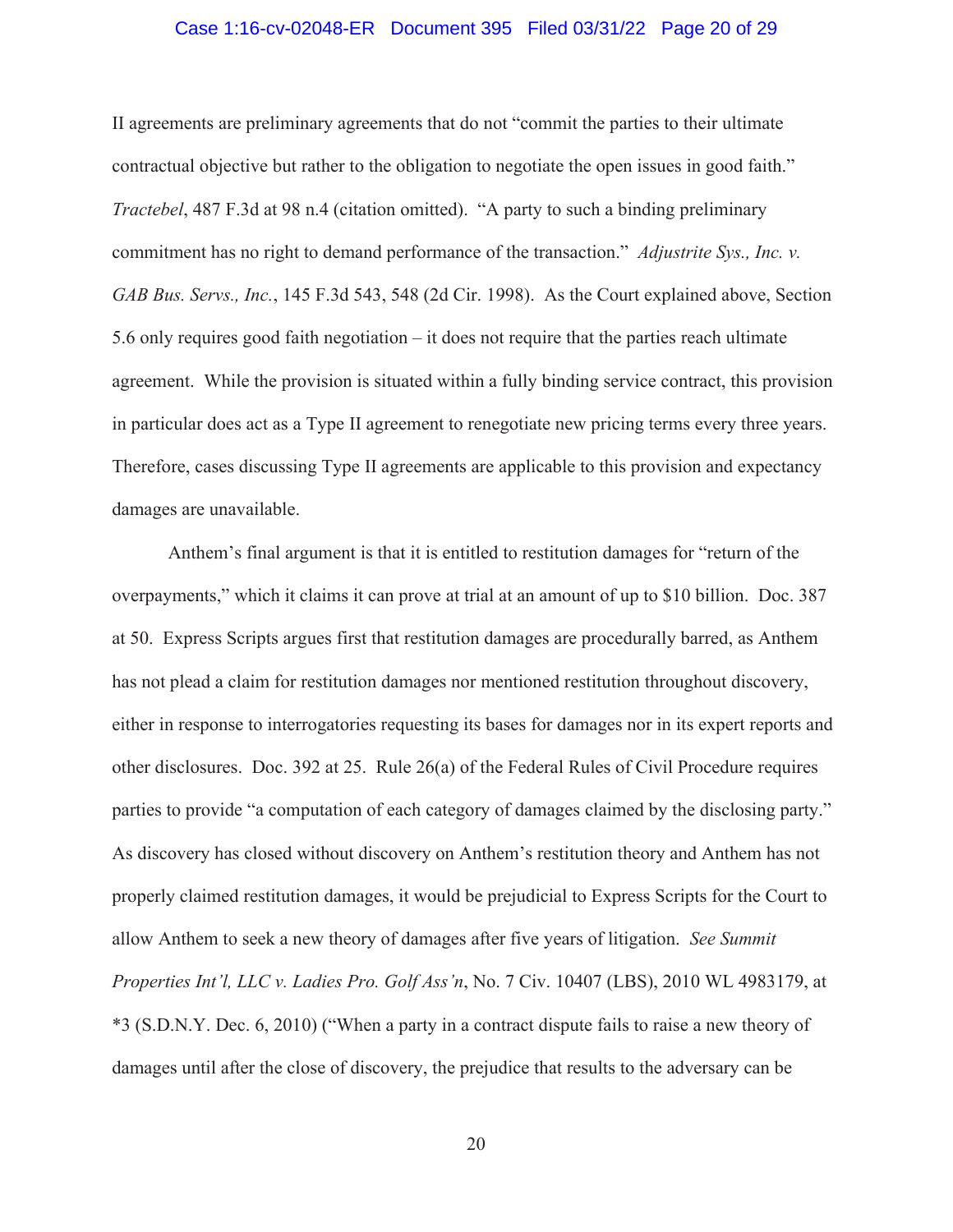II agreements are preliminary agreements that do not "commit the parties to their ultimate contractual objective but rather to the obligation to negotiate the open issues in good faith." *Tractebel*, 487 F.3d at 98 n.4 (citation omitted). "A party to such a binding preliminary commitment has no right to demand performance of the transaction." *Adjustrite Sys., Inc. v. GAB Bus. Servs., Inc.*, 145 F.3d 543, 548 (2d Cir. 1998). As the Court explained above, Section 5.6 only requires good faith negotiation – it does not require that the parties reach ultimate agreement. While the provision is situated within a fully binding service contract, this provision in particular does act as a Type II agreement to renegotiate new pricing terms every three years. Therefore, cases discussing Type II agreements are applicable to this provision and expectancy damages are unavailable.

Anthem's final argument is that it is entitled to restitution damages for "return of the overpayments," which it claims it can prove at trial at an amount of up to $10 billion. Doc. 387 at 50. Express Scripts argues first that restitution damages are procedurally barred, as Anthem has not plead a claim for restitution damages nor mentioned restitution throughout discovery, either in response to interrogatories requesting its bases for damages nor in its expert reports and other disclosures. Doc. 392 at 25. Rule 26(a) of the Federal Rules of Civil Procedure requires parties to provide "a computation of each category of damages claimed by the disclosing party." As discovery has closed without discovery on Anthem's restitution theory and Anthem has not properly claimed restitution damages, it would be prejudicial to Express Scripts for the Court to allow Anthem to seek a new theory of damages after five years of litigation. *See Summit Properties Int'l, LLC v. Ladies Pro. Golf Ass'n*, No. 7 Civ. 10407 (LBS), 2010 WL 4983179, at *3 (S.D.N.Y. Dec. 6, 2010) ("When a party in a contract dispute fails to raise a new theory of damages until after the close of discovery, the prejudice that results to the adversary can be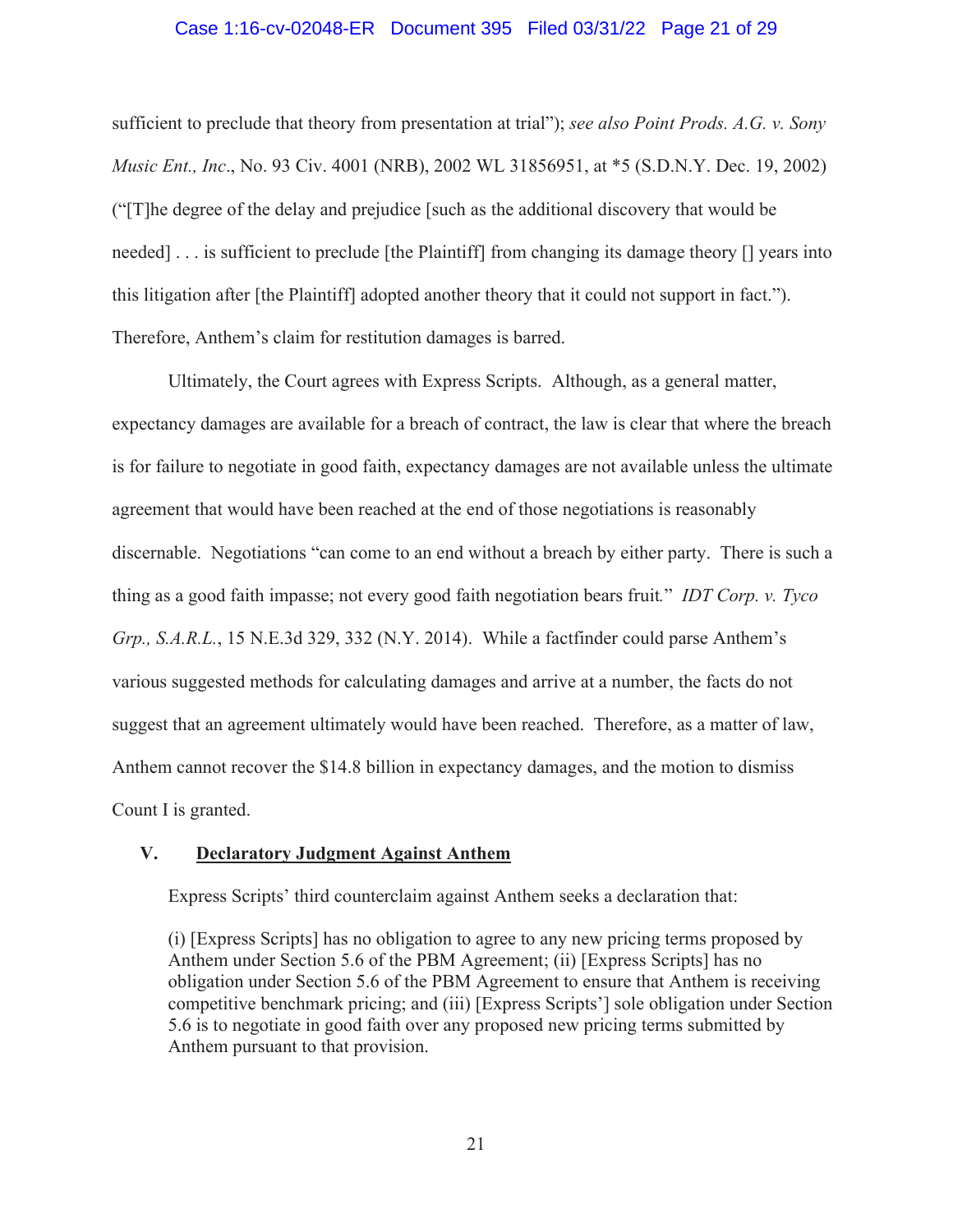sufficient to preclude that theory from presentation at trial"); *see also Point Prods. A.G. v. Sony Music Ent., Inc*., No. 93 Civ. 4001 (NRB), 2002 WL 31856951, at *5 (S.D.N.Y. Dec. 19, 2002) ("[T]he degree of the delay and prejudice [such as the additional discovery that would be needed] . . . is sufficient to preclude [the Plaintiff] from changing its damage theory [] years into this litigation after [the Plaintiff] adopted another theory that it could not support in fact."). Therefore, Anthem's claim for restitution damages is barred.

Ultimately, the Court agrees with Express Scripts. Although, as a general matter, expectancy damages are available for a breach of contract, the law is clear that where the breach is for failure to negotiate in good faith, expectancy damages are not available unless the ultimate agreement that would have been reached at the end of those negotiations is reasonably discernable. Negotiations "can come to an end without a breach by either party. There is such a thing as a good faith impasse; not every good faith negotiation bears fruit." *IDT Corp. v. Tyco Grp., S.A.R.L.*, 15 N.E.3d 329, 332 (N.Y. 2014). While a factfinder could parse Anthem's various suggested methods for calculating damages and arrive at a number, the facts do not suggest that an agreement ultimately would have been reached. Therefore, as a matter of law, Anthem cannot recover the $14.8 billion in expectancy damages, and the motion to dismiss Count I is granted.

## V. Declaratory Judgment Against Anthem

Express Scripts' third counterclaim against Anthem seeks a declaration that:

> (i) [Express Scripts] has no obligation to agree to any new pricing terms proposed by Anthem under Section 5.6 of the PBM Agreement; (ii) [Express Scripts] has no obligation under Section 5.6 of the PBM Agreement to ensure that Anthem is receiving competitive benchmark pricing; and (iii) [Express Scripts'] sole obligation under Section 5.6 is to negotiate in good faith over any proposed new pricing terms submitted by Anthem pursuant to that provision.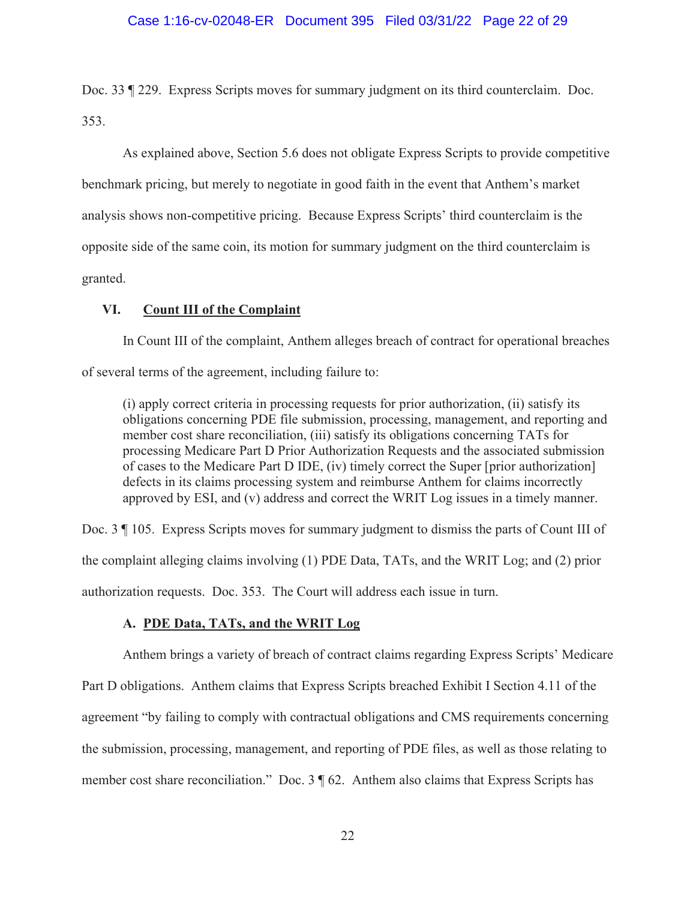Doc. 33 ¶ 229. Express Scripts moves for summary judgment on its third counterclaim. Doc. 353.

As explained above, Section 5.6 does not obligate Express Scripts to provide competitive benchmark pricing, but merely to negotiate in good faith in the event that Anthem's market analysis shows non-competitive pricing. Because Express Scripts' third counterclaim is the opposite side of the same coin, its motion for summary judgment on the third counterclaim is granted.

## VI. <u>Count III of the Complaint</u>

In Count III of the complaint, Anthem alleges breach of contract for operational breaches of several terms of the agreement, including failure to:

> (i) apply correct criteria in processing requests for prior authorization, (ii) satisfy its obligations concerning PDE file submission, processing, management, and reporting and member cost share reconciliation, (iii) satisfy its obligations concerning TATs for processing Medicare Part D Prior Authorization Requests and the associated submission of cases to the Medicare Part D IDE, (iv) timely correct the Super [prior authorization] defects in its claims processing system and reimburse Anthem for claims incorrectly approved by ESI, and (v) address and correct the WRIT Log issues in a timely manner.

Doc. 3 ¶ 105. Express Scripts moves for summary judgment to dismiss the parts of Count III of the complaint alleging claims involving (1) PDE Data, TATs, and the WRIT Log; and (2) prior authorization requests. Doc. 353. The Court will address each issue in turn.

### A. <u>PDE Data, TATs, and the WRIT Log</u>

Anthem brings a variety of breach of contract claims regarding Express Scripts' Medicare Part D obligations. Anthem claims that Express Scripts breached Exhibit I Section 4.11 of the agreement "by failing to comply with contractual obligations and CMS requirements concerning the submission, processing, management, and reporting of PDE files, as well as those relating to member cost share reconciliation." Doc. 3 ¶ 62. Anthem also claims that Express Scripts has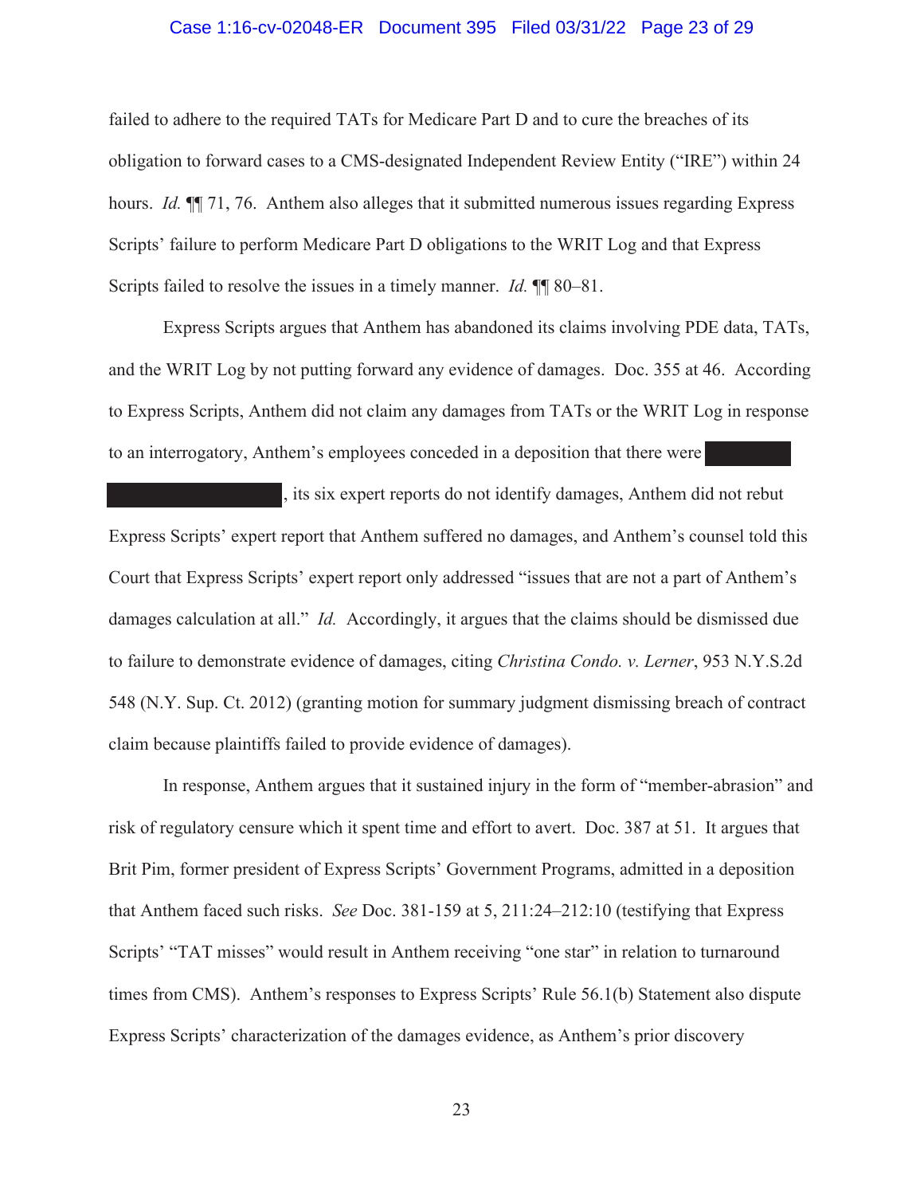failed to adhere to the required TATs for Medicare Part D and to cure the breaches of its obligation to forward cases to a CMS-designated Independent Review Entity ("IRE") within 24 hours. *Id.* ¶¶ 71, 76. Anthem also alleges that it submitted numerous issues regarding Express Scripts' failure to perform Medicare Part D obligations to the WRIT Log and that Express Scripts failed to resolve the issues in a timely manner. *Id.* ¶¶ 80–81.

Express Scripts argues that Anthem has abandoned its claims involving PDE data, TATs, and the WRIT Log by not putting forward any evidence of damages. Doc. 355 at 46. According to Express Scripts, Anthem did not claim any damages from TATs or the WRIT Log in response to an interrogatory, Anthem's employees conceded in a deposition that there were [REDACTED] [REDACTED], its six expert reports do not identify damages, Anthem did not rebut Express Scripts' expert report that Anthem suffered no damages, and Anthem's counsel told this Court that Express Scripts' expert report only addressed "issues that are not a part of Anthem's damages calculation at all." *Id.* Accordingly, it argues that the claims should be dismissed due to failure to demonstrate evidence of damages, citing *Christina Condo. v. Lerner*, 953 N.Y.S.2d 548 (N.Y. Sup. Ct. 2012) (granting motion for summary judgment dismissing breach of contract claim because plaintiffs failed to provide evidence of damages).

In response, Anthem argues that it sustained injury in the form of "member-abrasion" and risk of regulatory censure which it spent time and effort to avert. Doc. 387 at 51. It argues that Brit Pim, former president of Express Scripts' Government Programs, admitted in a deposition that Anthem faced such risks. *See* Doc. 381-159 at 5, 211:24–212:10 (testifying that Express Scripts' "TAT misses" would result in Anthem receiving "one star" in relation to turnaround times from CMS). Anthem's responses to Express Scripts' Rule 56.1(b) Statement also dispute Express Scripts' characterization of the damages evidence, as Anthem's prior discovery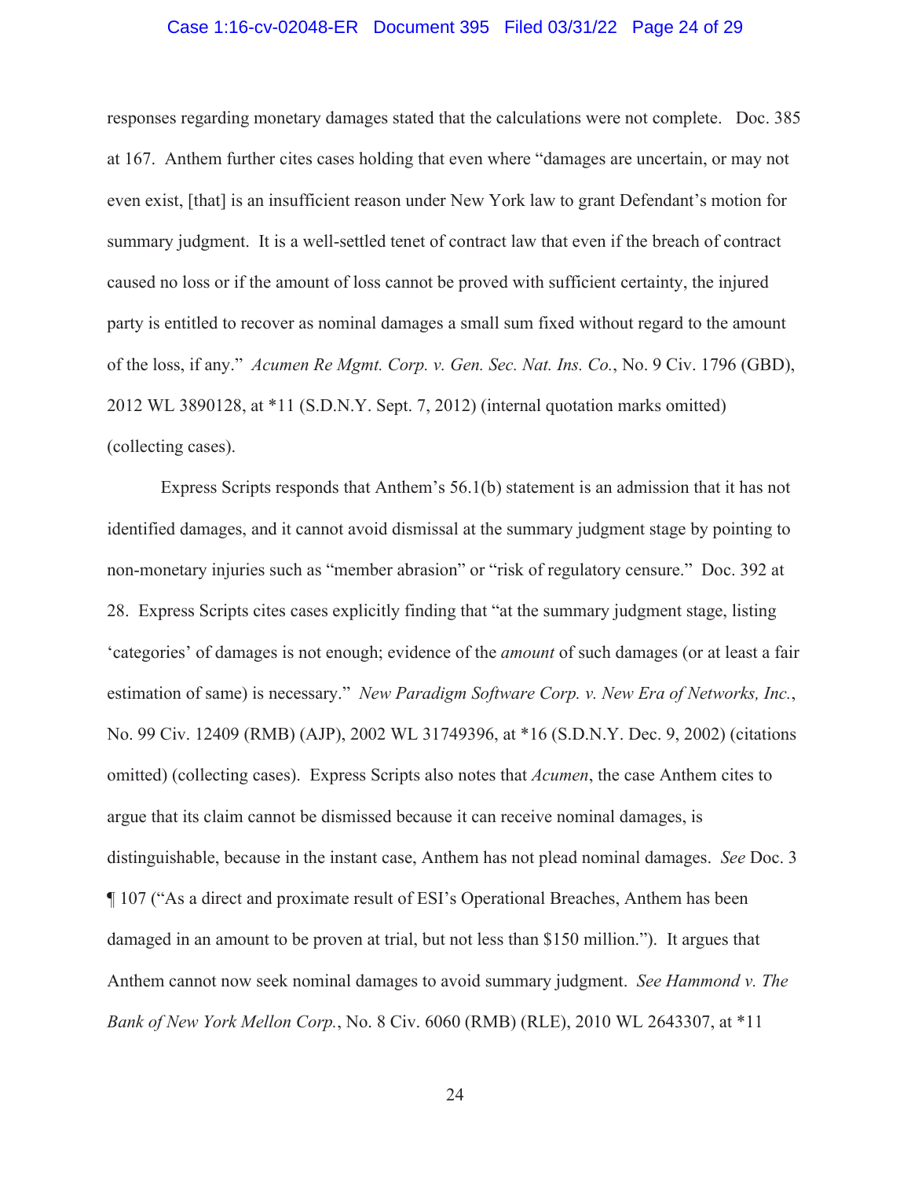responses regarding monetary damages stated that the calculations were not complete. Doc. 385 at 167. Anthem further cites cases holding that even where "damages are uncertain, or may not even exist, [that] is an insufficient reason under New York law to grant Defendant's motion for summary judgment. It is a well-settled tenet of contract law that even if the breach of contract caused no loss or if the amount of loss cannot be proved with sufficient certainty, the injured party is entitled to recover as nominal damages a small sum fixed without regard to the amount of the loss, if any." *Acumen Re Mgmt. Corp. v. Gen. Sec. Nat. Ins. Co.*, No. 9 Civ. 1796 (GBD), 2012 WL 3890128, at *11 (S.D.N.Y. Sept. 7, 2012) (internal quotation marks omitted) (collecting cases).

Express Scripts responds that Anthem's 56.1(b) statement is an admission that it has not identified damages, and it cannot avoid dismissal at the summary judgment stage by pointing to non-monetary injuries such as "member abrasion" or "risk of regulatory censure." Doc. 392 at 28. Express Scripts cites cases explicitly finding that "at the summary judgment stage, listing 'categories' of damages is not enough; evidence of the *amount* of such damages (or at least a fair estimation of same) is necessary." *New Paradigm Software Corp. v. New Era of Networks, Inc.*, No. 99 Civ. 12409 (RMB) (AJP), 2002 WL 31749396, at *16 (S.D.N.Y. Dec. 9, 2002) (citations omitted) (collecting cases). Express Scripts also notes that *Acumen*, the case Anthem cites to argue that its claim cannot be dismissed because it can receive nominal damages, is distinguishable, because in the instant case, Anthem has not plead nominal damages. *See* Doc. 3 ¶ 107 ("As a direct and proximate result of ESI's Operational Breaches, Anthem has been damaged in an amount to be proven at trial, but not less than $150 million."). It argues that Anthem cannot now seek nominal damages to avoid summary judgment. *See Hammond v. The Bank of New York Mellon Corp.*, No. 8 Civ. 6060 (RMB) (RLE), 2010 WL 2643307, at *11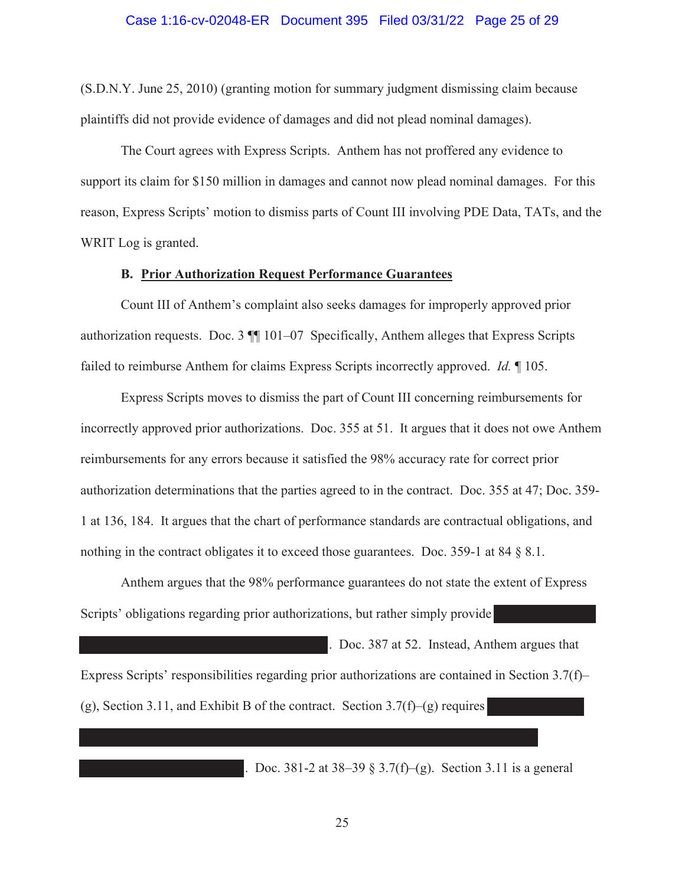(S.D.N.Y. June 25, 2010) (granting motion for summary judgment dismissing claim because plaintiffs did not provide evidence of damages and did not plead nominal damages).

The Court agrees with Express Scripts. Anthem has not proffered any evidence to support its claim for $150 million in damages and cannot now plead nominal damages. For this reason, Express Scripts' motion to dismiss parts of Count III involving PDE Data, TATs, and the WRIT Log is granted.

**B. <u>Prior Authorization Request Performance Guarantees</u>**

Count III of Anthem's complaint also seeks damages for improperly approved prior authorization requests. Doc. 3 ¶¶ 101–07 Specifically, Anthem alleges that Express Scripts failed to reimburse Anthem for claims Express Scripts incorrectly approved. *Id.* ¶ 105.

Express Scripts moves to dismiss the part of Count III concerning reimbursements for incorrectly approved prior authorizations. Doc. 355 at 51. It argues that it does not owe Anthem reimbursements for any errors because it satisfied the 98% accuracy rate for correct prior authorization determinations that the parties agreed to in the contract. Doc. 355 at 47; Doc. 359-1 at 136, 184. It argues that the chart of performance standards are contractual obligations, and nothing in the contract obligates it to exceed those guarantees. Doc. 359-1 at 84 § 8.1.

Anthem argues that the 98% performance guarantees do not state the extent of Express Scripts' obligations regarding prior authorizations, but rather simply provide [REDACTED]. Doc. 387 at 52. Instead, Anthem argues that Express Scripts' responsibilities regarding prior authorizations are contained in Section 3.7(f)–(g), Section 3.11, and Exhibit B of the contract. Section 3.7(f)–(g) requires [REDACTED]. Doc. 381-2 at 38–39 § 3.7(f)–(g). Section 3.11 is a general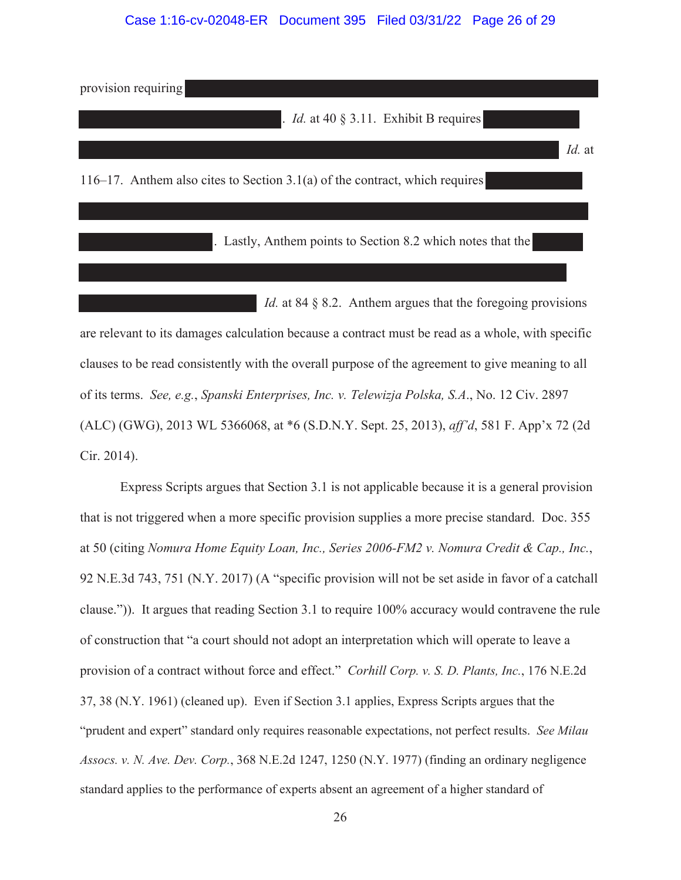provision requiring ███████████████████████████████████████████ ██████████████████████. *Id.* at 40 § 3.11. Exhibit B requires ██████████ ████████████████████████████████████████████████████ *Id.* at 116–17. Anthem also cites to Section 3.1(a) of the contract, which requires ██████████ ████████████████████████████████████████████████████████ ████████████. Lastly, Anthem points to Section 8.2 which notes that the █████ █████████████████████████████████████████████████████ ███████████████████ *Id.* at 84 § 8.2. Anthem argues that the foregoing provisions are relevant to its damages calculation because a contract must be read as a whole, with specific clauses to be read consistently with the overall purpose of the agreement to give meaning to all of its terms. *See, e.g.*, *Spanski Enterprises, Inc. v. Telewizja Polska, S.A.*, No. 12 Civ. 2897 (ALC) (GWG), 2013 WL 5366068, at *6 (S.D.N.Y. Sept. 25, 2013), *aff'd*, 581 F. App'x 72 (2d Cir. 2014).

Express Scripts argues that Section 3.1 is not applicable because it is a general provision that is not triggered when a more specific provision supplies a more precise standard. Doc. 355 at 50 (citing *Nomura Home Equity Loan, Inc., Series 2006-FM2 v. Nomura Credit & Cap., Inc.*, 92 N.E.3d 743, 751 (N.Y. 2017) (A "specific provision will not be set aside in favor of a catchall clause.")). It argues that reading Section 3.1 to require 100% accuracy would contravene the rule of construction that "a court should not adopt an interpretation which will operate to leave a provision of a contract without force and effect." *Corhill Corp. v. S. D. Plants, Inc.*, 176 N.E.2d 37, 38 (N.Y. 1961) (cleaned up). Even if Section 3.1 applies, Express Scripts argues that the "prudent and expert" standard only requires reasonable expectations, not perfect results. *See Milau Assocs. v. N. Ave. Dev. Corp.*, 368 N.E.2d 1247, 1250 (N.Y. 1977) (finding an ordinary negligence standard applies to the performance of experts absent an agreement of a higher standard of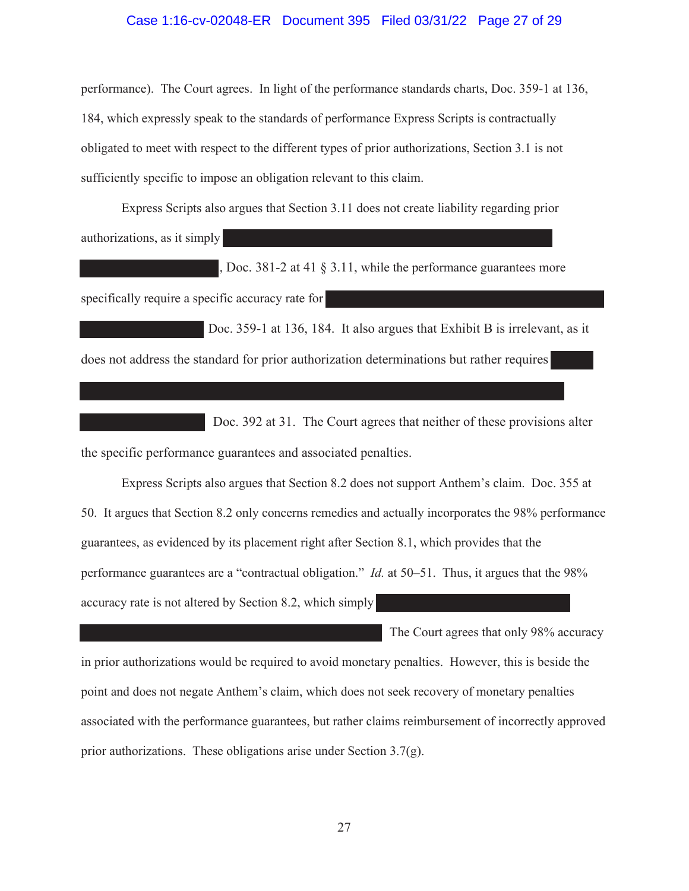performance). The Court agrees. In light of the performance standards charts, Doc. 359-1 at 136, 184, which expressly speak to the standards of performance Express Scripts is contractually obligated to meet with respect to the different types of prior authorizations, Section 3.1 is not sufficiently specific to impose an obligation relevant to this claim.

Express Scripts also argues that Section 3.11 does not create liability regarding prior authorizations, as it simply [REDACTED], Doc. 381-2 at 41 § 3.11, while the performance guarantees more specifically require a specific accuracy rate for [REDACTED] Doc. 359-1 at 136, 184. It also argues that Exhibit B is irrelevant, as it does not address the standard for prior authorization determinations but rather requires [REDACTED] Doc. 392 at 31. The Court agrees that neither of these provisions alter the specific performance guarantees and associated penalties.

Express Scripts also argues that Section 8.2 does not support Anthem's claim. Doc. 355 at 50. It argues that Section 8.2 only concerns remedies and actually incorporates the 98% performance guarantees, as evidenced by its placement right after Section 8.1, which provides that the performance guarantees are a "contractual obligation." *Id.* at 50–51. Thus, it argues that the 98% accuracy rate is not altered by Section 8.2, which simply [REDACTED] The Court agrees that only 98% accuracy in prior authorizations would be required to avoid monetary penalties. However, this is beside the point and does not negate Anthem's claim, which does not seek recovery of monetary penalties associated with the performance guarantees, but rather claims reimbursement of incorrectly approved prior authorizations. These obligations arise under Section 3.7(g).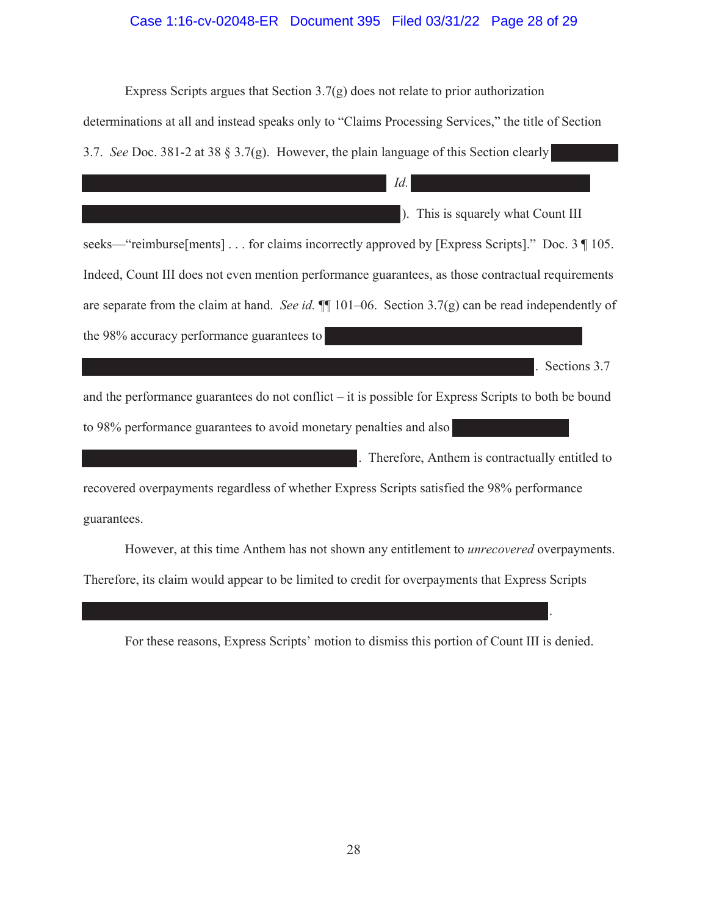Express Scripts argues that Section 3.7(g) does not relate to prior authorization determinations at all and instead speaks only to "Claims Processing Services," the title of Section 3.7. *See* Doc. 381-2 at 38 § 3.7(g). However, the plain language of this Section clearly

*Id.*

). This is squarely what Count III seeks—"reimburse[ments] . . . for claims incorrectly approved by [Express Scripts]." Doc. 3 ¶ 105. Indeed, Count III does not even mention performance guarantees, as those contractual requirements are separate from the claim at hand. *See id.* ¶¶ 101–06. Section 3.7(g) can be read independently of the 98% accuracy performance guarantees to

. Sections 3.7 and the performance guarantees do not conflict – it is possible for Express Scripts to both be bound to 98% performance guarantees to avoid monetary penalties and also

. Therefore, Anthem is contractually entitled to recovered overpayments regardless of whether Express Scripts satisfied the 98% performance guarantees.

However, at this time Anthem has not shown any entitlement to *unrecovered* overpayments. Therefore, its claim would appear to be limited to credit for overpayments that Express Scripts

.

For these reasons, Express Scripts' motion to dismiss this portion of Count III is denied.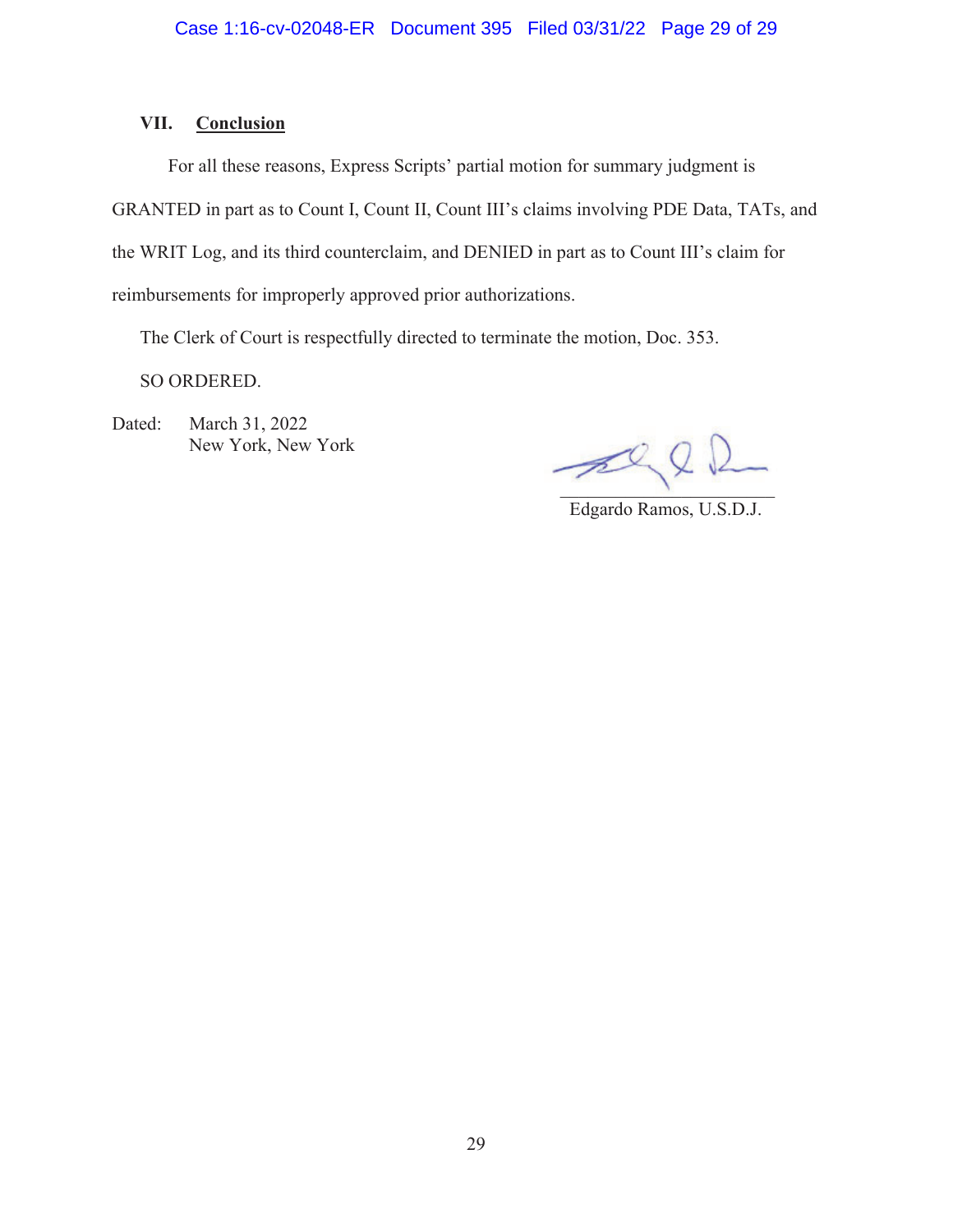## VII. Conclusion

For all these reasons, Express Scripts' partial motion for summary judgment is GRANTED in part as to Count I, Count II, Count III's claims involving PDE Data, TATs, and the WRIT Log, and its third counterclaim, and DENIED in part as to Count III's claim for reimbursements for improperly approved prior authorizations.

The Clerk of Court is respectfully directed to terminate the motion, Doc. 353.

SO ORDERED.

Dated: March 31, 2022
New York, New York

Edgardo Ramos, U.S.D.J.